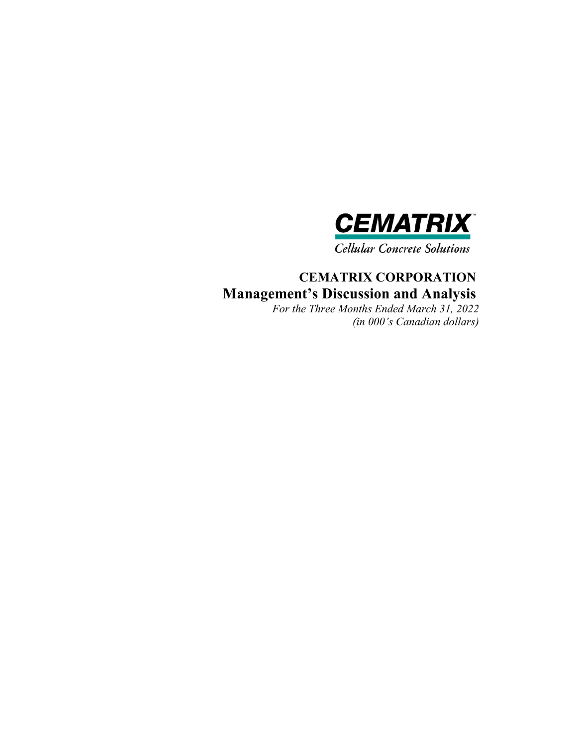**CEMATRIX™**

*Cellular Concrete Solutions*

# CEMATRIX CORPORATION

## Management's Discussion and Analysis

*For the Three Months Ended March 31, 2022*

*(in 000's Canadian dollars)*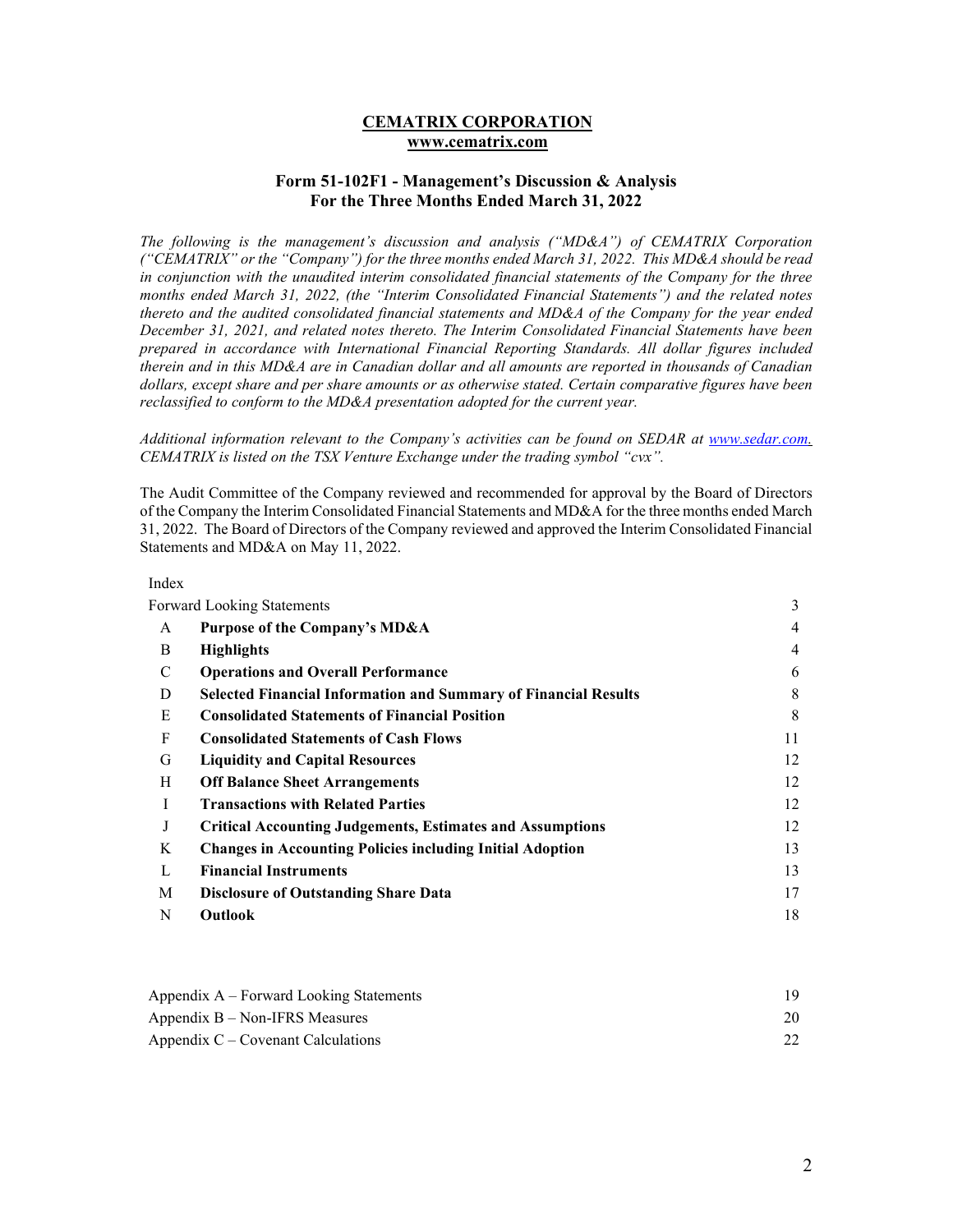# CEMATRIX CORPORATION

**www.cematrix.com**

## Form 51-102F1 - Management's Discussion & Analysis
## For the Three Months Ended March 31, 2022

*The following is the management's discussion and analysis ("MD&A") of CEMATRIX Corporation ("CEMATRIX" or the "Company") for the three months ended March 31, 2022. This MD&A should be read in conjunction with the unaudited interim consolidated financial statements of the Company for the three months ended March 31, 2022, (the "Interim Consolidated Financial Statements") and the related notes thereto and the audited consolidated financial statements and MD&A of the Company for the year ended December 31, 2021, and related notes thereto. The Interim Consolidated Financial Statements have been prepared in accordance with International Financial Reporting Standards. All dollar figures included therein and in this MD&A are in Canadian dollar and all amounts are reported in thousands of Canadian dollars, except share and per share amounts or as otherwise stated. Certain comparative figures have been reclassified to conform to the MD&A presentation adopted for the current year.*

*Additional information relevant to the Company's activities can be found on SEDAR at www.sedar.com. CEMATRIX is listed on the TSX Venture Exchange under the trading symbol "cvx".*

The Audit Committee of the Company reviewed and recommended for approval by the Board of Directors of the Company the Interim Consolidated Financial Statements and MD&A for the three months ended March 31, 2022. The Board of Directors of the Company reviewed and approved the Interim Consolidated Financial Statements and MD&A on May 11, 2022.

Index

| | | |
|---|---|---|
| Forward Looking Statements | | 3 |
| A | **Purpose of the Company's MD&A** | 4 |
| B | **Highlights** | 4 |
| C | **Operations and Overall Performance** | 6 |
| D | **Selected Financial Information and Summary of Financial Results** | 8 |
| E | **Consolidated Statements of Financial Position** | 8 |
| F | **Consolidated Statements of Cash Flows** | 11 |
| G | **Liquidity and Capital Resources** | 12 |
| H | **Off Balance Sheet Arrangements** | 12 |
| I | **Transactions with Related Parties** | 12 |
| J | **Critical Accounting Judgements, Estimates and Assumptions** | 12 |
| K | **Changes in Accounting Policies including Initial Adoption** | 13 |
| L | **Financial Instruments** | 13 |
| M | **Disclosure of Outstanding Share Data** | 17 |
| N | **Outlook** | 18 |

| | |
|---|---|
| Appendix A – Forward Looking Statements | 19 |
| Appendix B – Non-IFRS Measures | 20 |
| Appendix C – Covenant Calculations | 22 |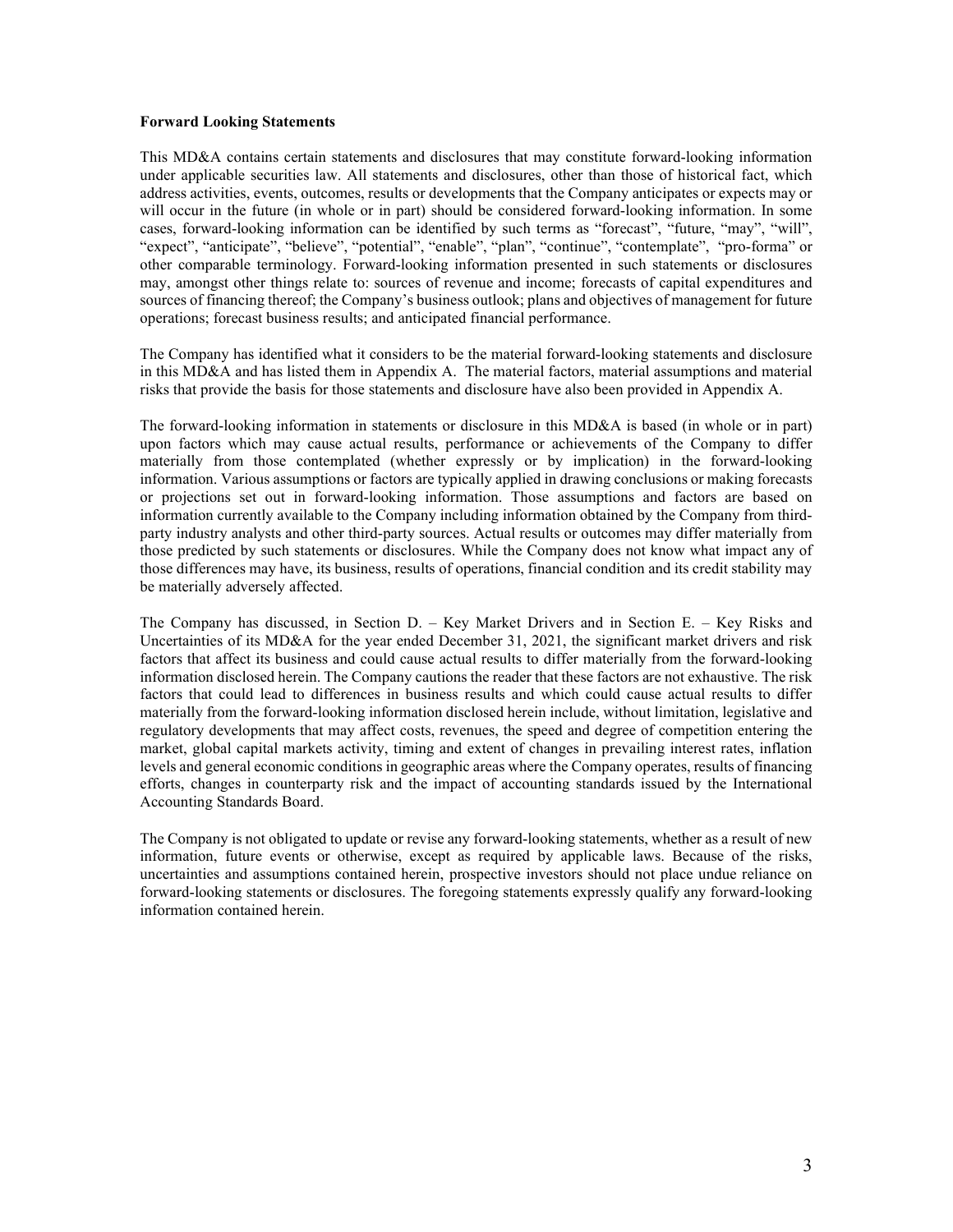**Forward Looking Statements**

This MD&A contains certain statements and disclosures that may constitute forward-looking information under applicable securities law. All statements and disclosures, other than those of historical fact, which address activities, events, outcomes, results or developments that the Company anticipates or expects may or will occur in the future (in whole or in part) should be considered forward-looking information. In some cases, forward-looking information can be identified by such terms as "forecast", "future, "may", "will", "expect", "anticipate", "believe", "potential", "enable", "plan", "continue", "contemplate", "pro-forma" or other comparable terminology. Forward-looking information presented in such statements or disclosures may, amongst other things relate to: sources of revenue and income; forecasts of capital expenditures and sources of financing thereof; the Company's business outlook; plans and objectives of management for future operations; forecast business results; and anticipated financial performance.

The Company has identified what it considers to be the material forward-looking statements and disclosure in this MD&A and has listed them in Appendix A. The material factors, material assumptions and material risks that provide the basis for those statements and disclosure have also been provided in Appendix A.

The forward-looking information in statements or disclosure in this MD&A is based (in whole or in part) upon factors which may cause actual results, performance or achievements of the Company to differ materially from those contemplated (whether expressly or by implication) in the forward-looking information. Various assumptions or factors are typically applied in drawing conclusions or making forecasts or projections set out in forward-looking information. Those assumptions and factors are based on information currently available to the Company including information obtained by the Company from third-party industry analysts and other third-party sources. Actual results or outcomes may differ materially from those predicted by such statements or disclosures. While the Company does not know what impact any of those differences may have, its business, results of operations, financial condition and its credit stability may be materially adversely affected.

The Company has discussed, in Section D. – Key Market Drivers and in Section E. – Key Risks and Uncertainties of its MD&A for the year ended December 31, 2021, the significant market drivers and risk factors that affect its business and could cause actual results to differ materially from the forward-looking information disclosed herein. The Company cautions the reader that these factors are not exhaustive. The risk factors that could lead to differences in business results and which could cause actual results to differ materially from the forward-looking information disclosed herein include, without limitation, legislative and regulatory developments that may affect costs, revenues, the speed and degree of competition entering the market, global capital markets activity, timing and extent of changes in prevailing interest rates, inflation levels and general economic conditions in geographic areas where the Company operates, results of financing efforts, changes in counterparty risk and the impact of accounting standards issued by the International Accounting Standards Board.

The Company is not obligated to update or revise any forward-looking statements, whether as a result of new information, future events or otherwise, except as required by applicable laws. Because of the risks, uncertainties and assumptions contained herein, prospective investors should not place undue reliance on forward-looking statements or disclosures. The foregoing statements expressly qualify any forward-looking information contained herein.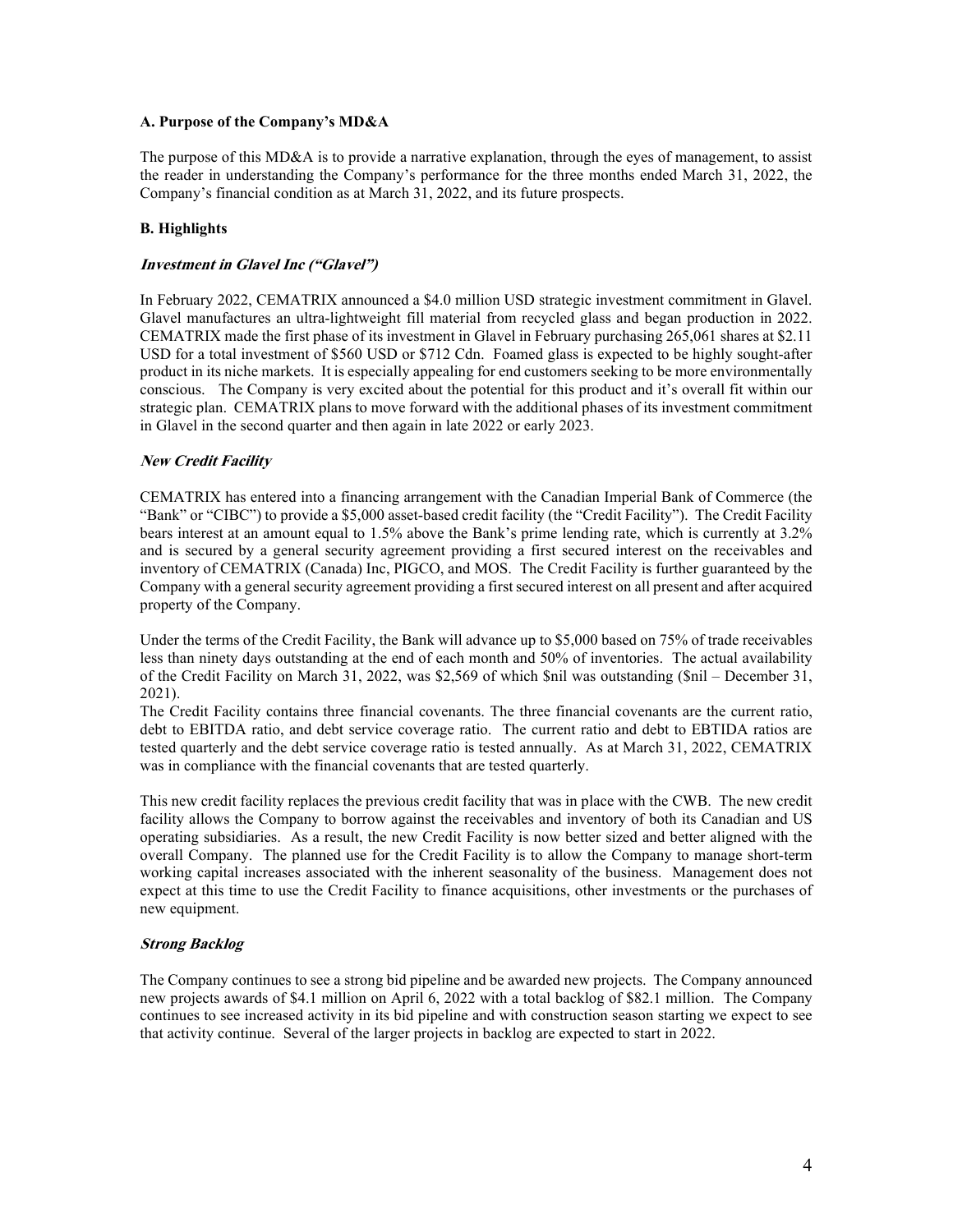### A. Purpose of the Company's MD&A

The purpose of this MD&A is to provide a narrative explanation, through the eyes of management, to assist the reader in understanding the Company's performance for the three months ended March 31, 2022, the Company's financial condition as at March 31, 2022, and its future prospects.

### B. Highlights

#### *Investment in Glavel Inc ("Glavel")*

In February 2022, CEMATRIX announced a $4.0 million USD strategic investment commitment in Glavel. Glavel manufactures an ultra-lightweight fill material from recycled glass and began production in 2022. CEMATRIX made the first phase of its investment in Glavel in February purchasing 265,061 shares at $2.11 USD for a total investment of $560 USD or $712 Cdn. Foamed glass is expected to be highly sought-after product in its niche markets. It is especially appealing for end customers seeking to be more environmentally conscious. The Company is very excited about the potential for this product and it's overall fit within our strategic plan. CEMATRIX plans to move forward with the additional phases of its investment commitment in Glavel in the second quarter and then again in late 2022 or early 2023.

#### *New Credit Facility*

CEMATRIX has entered into a financing arrangement with the Canadian Imperial Bank of Commerce (the "Bank" or "CIBC") to provide a $5,000 asset-based credit facility (the "Credit Facility"). The Credit Facility bears interest at an amount equal to 1.5% above the Bank's prime lending rate, which is currently at 3.2% and is secured by a general security agreement providing a first secured interest on the receivables and inventory of CEMATRIX (Canada) Inc, PIGCO, and MOS. The Credit Facility is further guaranteed by the Company with a general security agreement providing a first secured interest on all present and after acquired property of the Company.

Under the terms of the Credit Facility, the Bank will advance up to $5,000 based on 75% of trade receivables less than ninety days outstanding at the end of each month and 50% of inventories. The actual availability of the Credit Facility on March 31, 2022, was $2,569 of which $nil was outstanding ($nil – December 31, 2021).

The Credit Facility contains three financial covenants. The three financial covenants are the current ratio, debt to EBITDA ratio, and debt service coverage ratio. The current ratio and debt to EBTIDA ratios are tested quarterly and the debt service coverage ratio is tested annually. As at March 31, 2022, CEMATRIX was in compliance with the financial covenants that are tested quarterly.

This new credit facility replaces the previous credit facility that was in place with the CWB. The new credit facility allows the Company to borrow against the receivables and inventory of both its Canadian and US operating subsidiaries. As a result, the new Credit Facility is now better sized and better aligned with the overall Company. The planned use for the Credit Facility is to allow the Company to manage short-term working capital increases associated with the inherent seasonality of the business. Management does not expect at this time to use the Credit Facility to finance acquisitions, other investments or the purchases of new equipment.

#### *Strong Backlog*

The Company continues to see a strong bid pipeline and be awarded new projects. The Company announced new projects awards of $4.1 million on April 6, 2022 with a total backlog of $82.1 million. The Company continues to see increased activity in its bid pipeline and with construction season starting we expect to see that activity continue. Several of the larger projects in backlog are expected to start in 2022.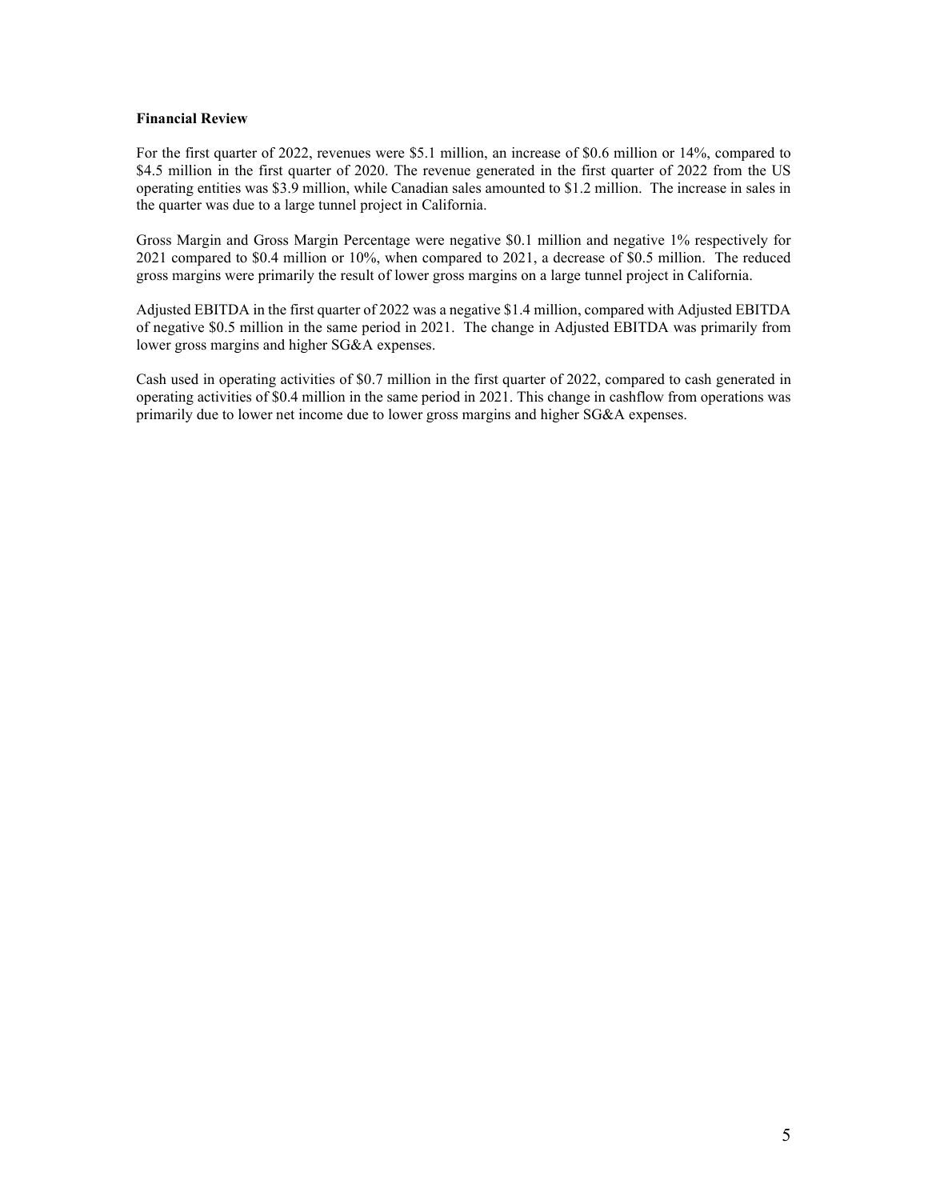**Financial Review**

For the first quarter of 2022, revenues were $5.1 million, an increase of $0.6 million or 14%, compared to $4.5 million in the first quarter of 2020. The revenue generated in the first quarter of 2022 from the US operating entities was $3.9 million, while Canadian sales amounted to $1.2 million. The increase in sales in the quarter was due to a large tunnel project in California.

Gross Margin and Gross Margin Percentage were negative $0.1 million and negative 1% respectively for 2021 compared to $0.4 million or 10%, when compared to 2021, a decrease of $0.5 million. The reduced gross margins were primarily the result of lower gross margins on a large tunnel project in California.

Adjusted EBITDA in the first quarter of 2022 was a negative $1.4 million, compared with Adjusted EBITDA of negative $0.5 million in the same period in 2021. The change in Adjusted EBITDA was primarily from lower gross margins and higher SG&A expenses.

Cash used in operating activities of $0.7 million in the first quarter of 2022, compared to cash generated in operating activities of $0.4 million in the same period in 2021. This change in cashflow from operations was primarily due to lower net income due to lower gross margins and higher SG&A expenses.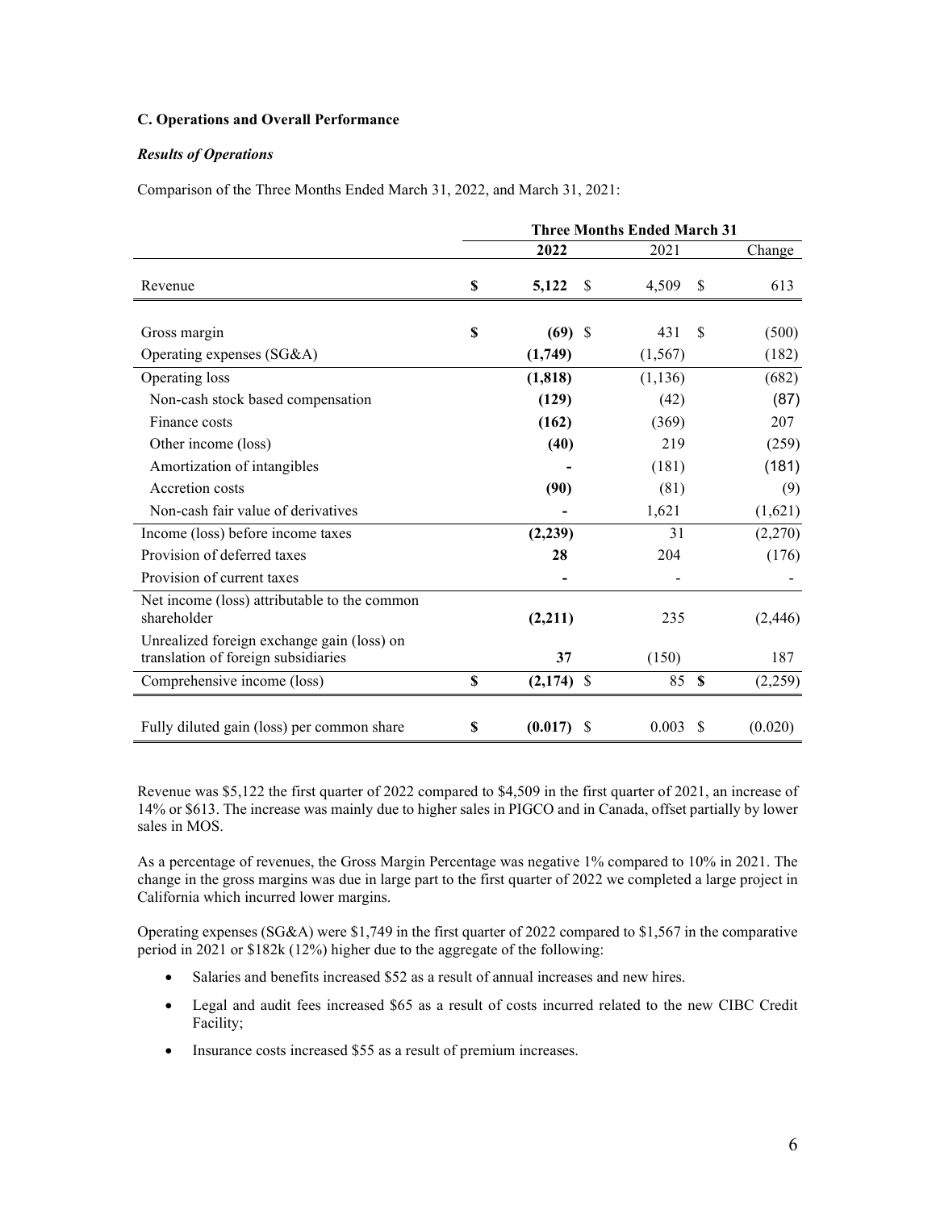### C. Operations and Overall Performance

#### *Results of Operations*

Comparison of the Three Months Ended March 31, 2022, and March 31, 2021:

| | Three Months Ended March 31 | | |
|---|---|---|---|
| | **2022** | 2021 | Change |
| Revenue | **$ 5,122** | $ 4,509 | $ 613 |
| Gross margin | **$ (69)** | $ 431 | $ (500) |
| Operating expenses (SG&A) | **(1,749)** | (1,567) | (182) |
| Operating loss | **(1,818)** | (1,136) | (682) |
| Non-cash stock based compensation | **(129)** | (42) | (87) |
| Finance costs | **(162)** | (369) | 207 |
| Other income (loss) | **(40)** | 219 | (259) |
| Amortization of intangibles | **-** | (181) | (181) |
| Accretion costs | **(90)** | (81) | (9) |
| Non-cash fair value of derivatives | **-** | 1,621 | (1,621) |
| Income (loss) before income taxes | **(2,239)** | 31 | (2,270) |
| Provision of deferred taxes | **28** | 204 | (176) |
| Provision of current taxes | **-** | - | - |
| Net income (loss) attributable to the common shareholder | **(2,211)** | 235 | (2,446) |
| Unrealized foreign exchange gain (loss) on translation of foreign subsidiaries | **37** | (150) | 187 |
| Comprehensive income (loss) | **$ (2,174)** | $ 85 | **$** (2,259) |
| Fully diluted gain (loss) per common share | **$ (0.017)** | $ 0.003 | $ (0.020) |

Revenue was $5,122 the first quarter of 2022 compared to $4,509 in the first quarter of 2021, an increase of 14% or $613. The increase was mainly due to higher sales in PIGCO and in Canada, offset partially by lower sales in MOS.

As a percentage of revenues, the Gross Margin Percentage was negative 1% compared to 10% in 2021. The change in the gross margins was due in large part to the first quarter of 2022 we completed a large project in California which incurred lower margins.

Operating expenses (SG&A) were $1,749 in the first quarter of 2022 compared to $1,567 in the comparative period in 2021 or $182k (12%) higher due to the aggregate of the following:

- Salaries and benefits increased $52 as a result of annual increases and new hires.
- Legal and audit fees increased $65 as a result of costs incurred related to the new CIBC Credit Facility;
- Insurance costs increased $55 as a result of premium increases.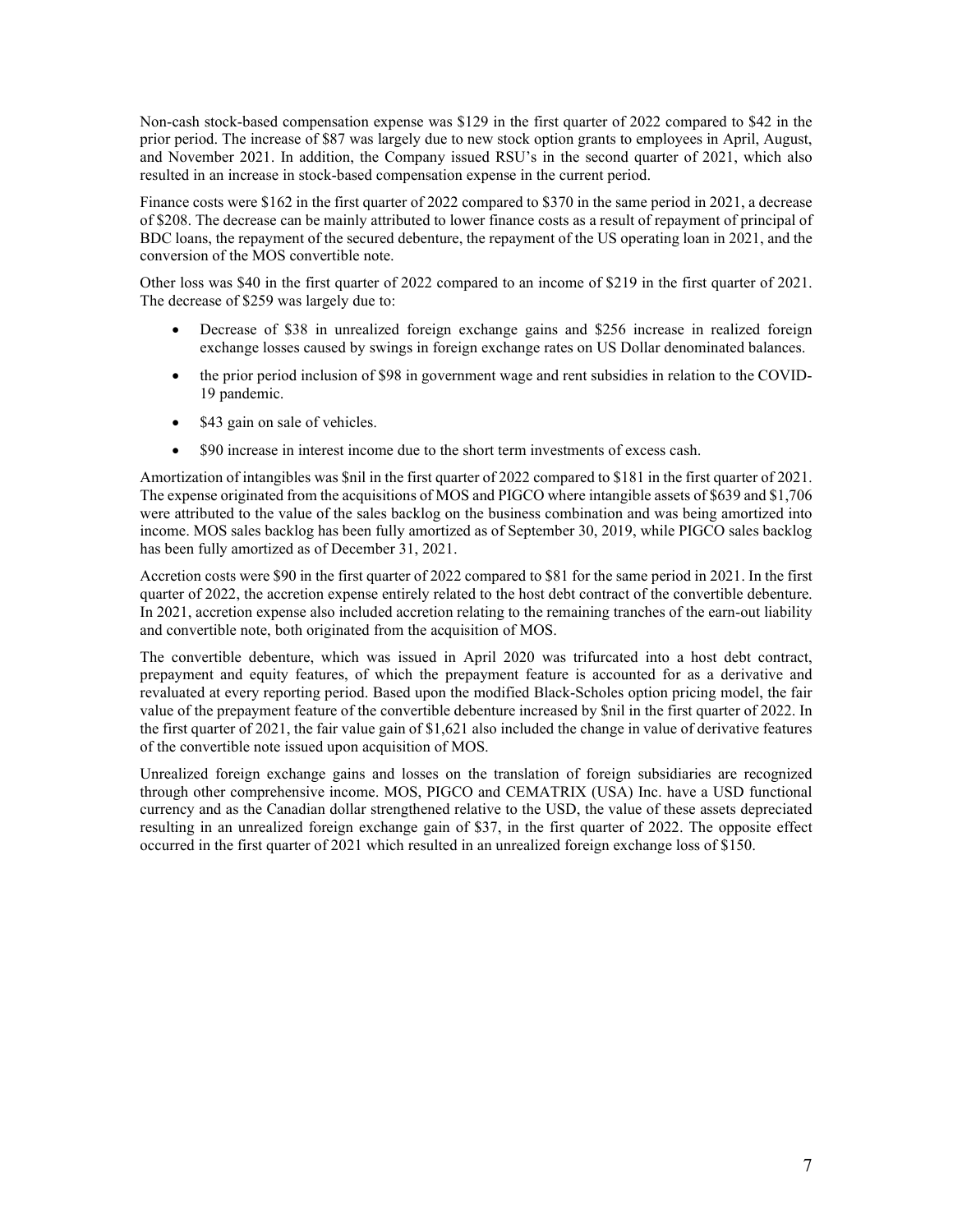Non-cash stock-based compensation expense was $129 in the first quarter of 2022 compared to $42 in the prior period. The increase of $87 was largely due to new stock option grants to employees in April, August, and November 2021. In addition, the Company issued RSU's in the second quarter of 2021, which also resulted in an increase in stock-based compensation expense in the current period.

Finance costs were $162 in the first quarter of 2022 compared to $370 in the same period in 2021, a decrease of $208. The decrease can be mainly attributed to lower finance costs as a result of repayment of principal of BDC loans, the repayment of the secured debenture, the repayment of the US operating loan in 2021, and the conversion of the MOS convertible note.

Other loss was $40 in the first quarter of 2022 compared to an income of $219 in the first quarter of 2021. The decrease of $259 was largely due to:

- Decrease of $38 in unrealized foreign exchange gains and $256 increase in realized foreign exchange losses caused by swings in foreign exchange rates on US Dollar denominated balances.
- the prior period inclusion of $98 in government wage and rent subsidies in relation to the COVID-19 pandemic.
- $43 gain on sale of vehicles.
- $90 increase in interest income due to the short term investments of excess cash.

Amortization of intangibles was $nil in the first quarter of 2022 compared to $181 in the first quarter of 2021. The expense originated from the acquisitions of MOS and PIGCO where intangible assets of $639 and $1,706 were attributed to the value of the sales backlog on the business combination and was being amortized into income. MOS sales backlog has been fully amortized as of September 30, 2019, while PIGCO sales backlog has been fully amortized as of December 31, 2021.

Accretion costs were $90 in the first quarter of 2022 compared to $81 for the same period in 2021. In the first quarter of 2022, the accretion expense entirely related to the host debt contract of the convertible debenture. In 2021, accretion expense also included accretion relating to the remaining tranches of the earn-out liability and convertible note, both originated from the acquisition of MOS.

The convertible debenture, which was issued in April 2020 was trifurcated into a host debt contract, prepayment and equity features, of which the prepayment feature is accounted for as a derivative and revaluated at every reporting period. Based upon the modified Black-Scholes option pricing model, the fair value of the prepayment feature of the convertible debenture increased by $nil in the first quarter of 2022. In the first quarter of 2021, the fair value gain of $1,621 also included the change in value of derivative features of the convertible note issued upon acquisition of MOS.

Unrealized foreign exchange gains and losses on the translation of foreign subsidiaries are recognized through other comprehensive income. MOS, PIGCO and CEMATRIX (USA) Inc. have a USD functional currency and as the Canadian dollar strengthened relative to the USD, the value of these assets depreciated resulting in an unrealized foreign exchange gain of $37, in the first quarter of 2022. The opposite effect occurred in the first quarter of 2021 which resulted in an unrealized foreign exchange loss of $150.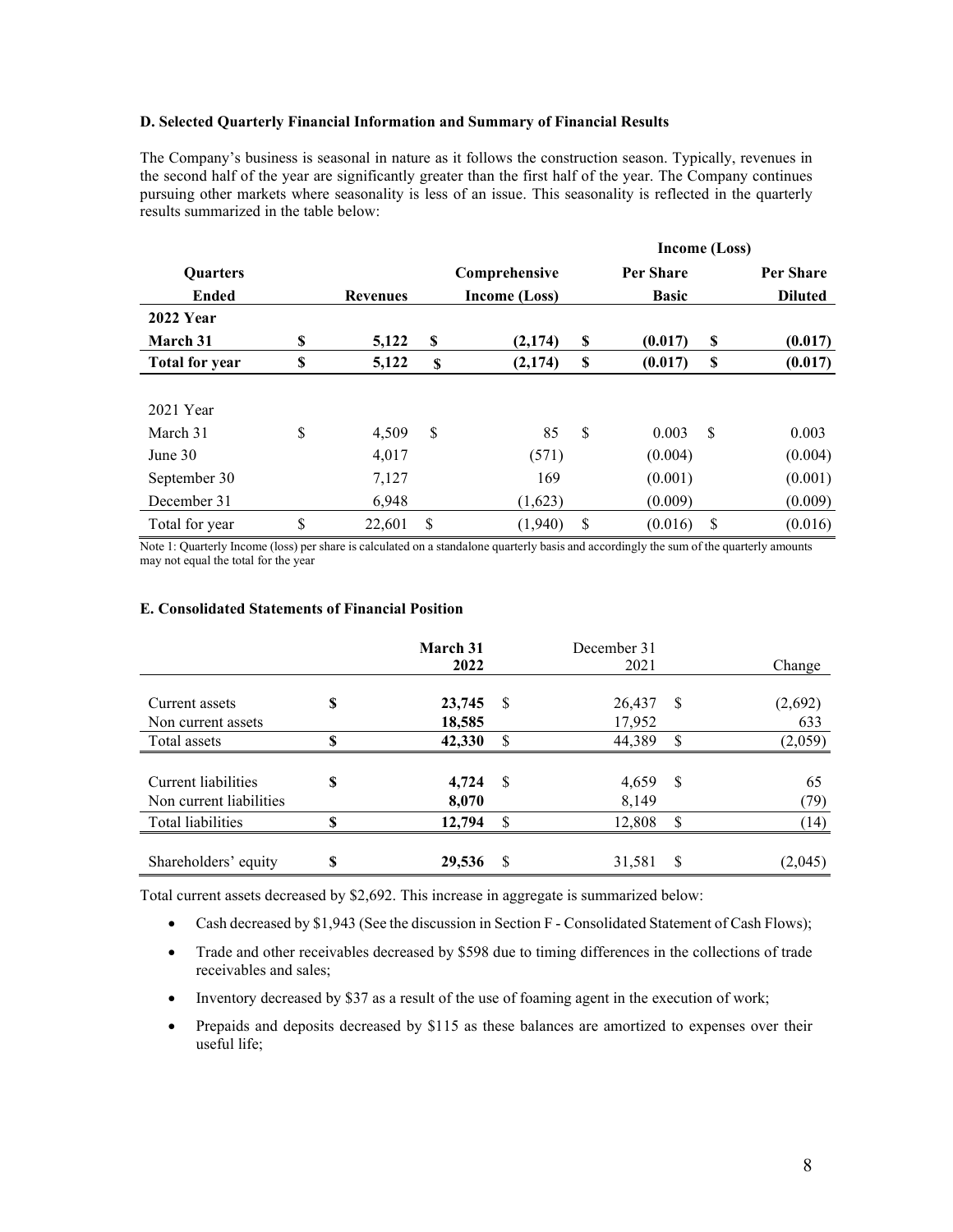**D. Selected Quarterly Financial Information and Summary of Financial Results**

The Company's business is seasonal in nature as it follows the construction season. Typically, revenues in the second half of the year are significantly greater than the first half of the year. The Company continues pursuing other markets where seasonality is less of an issue. This seasonality is reflected in the quarterly results summarized in the table below:

| Quarters Ended | Revenues | Comprehensive Income (Loss) | Income (Loss) Per Share Basic | Income (Loss) Per Share Diluted |
|---|---|---|---|---|
| **2022 Year** | | | | |
| **March 31** | **$ 5,122** | **$ (2,174)** | **$ (0.017)** | **$ (0.017)** |
| **Total for year** | **$ 5,122** | **$ (2,174)** | **$ (0.017)** | **$ (0.017)** |
| | | | | |
| 2021 Year | | | | |
| March 31 | $ 4,509 | $ 85 | $ 0.003 | $ 0.003 |
| June 30 | 4,017 | (571) | (0.004) | (0.004) |
| September 30 | 7,127 | 169 | (0.001) | (0.001) |
| December 31 | 6,948 | (1,623) | (0.009) | (0.009) |
| Total for year | $ 22,601 | $ (1,940) | $ (0.016) | $ (0.016) |

Note 1: Quarterly Income (loss) per share is calculated on a standalone quarterly basis and accordingly the sum of the quarterly amounts may not equal the total for the year

**E. Consolidated Statements of Financial Position**

| | March 31 2022 | December 31 2021 | Change |
|---|---|---|---|
| Current assets | **$ 23,745** | $ 26,437 | $ (2,692) |
| Non current assets | **18,585** | 17,952 | 633 |
| Total assets | **$ 42,330** | $ 44,389 | $ (2,059) |
| | | | |
| Current liabilities | **$ 4,724** | $ 4,659 | $ 65 |
| Non current liabilities | **8,070** | 8,149 | (79) |
| Total liabilities | **$ 12,794** | $ 12,808 | $ (14) |
| | | | |
| Shareholders' equity | **$ 29,536** | $ 31,581 | $ (2,045) |

Total current assets decreased by $2,692. This increase in aggregate is summarized below:

- Cash decreased by $1,943 (See the discussion in Section F - Consolidated Statement of Cash Flows);
- Trade and other receivables decreased by $598 due to timing differences in the collections of trade receivables and sales;
- Inventory decreased by $37 as a result of the use of foaming agent in the execution of work;
- Prepaids and deposits decreased by $115 as these balances are amortized to expenses over their useful life;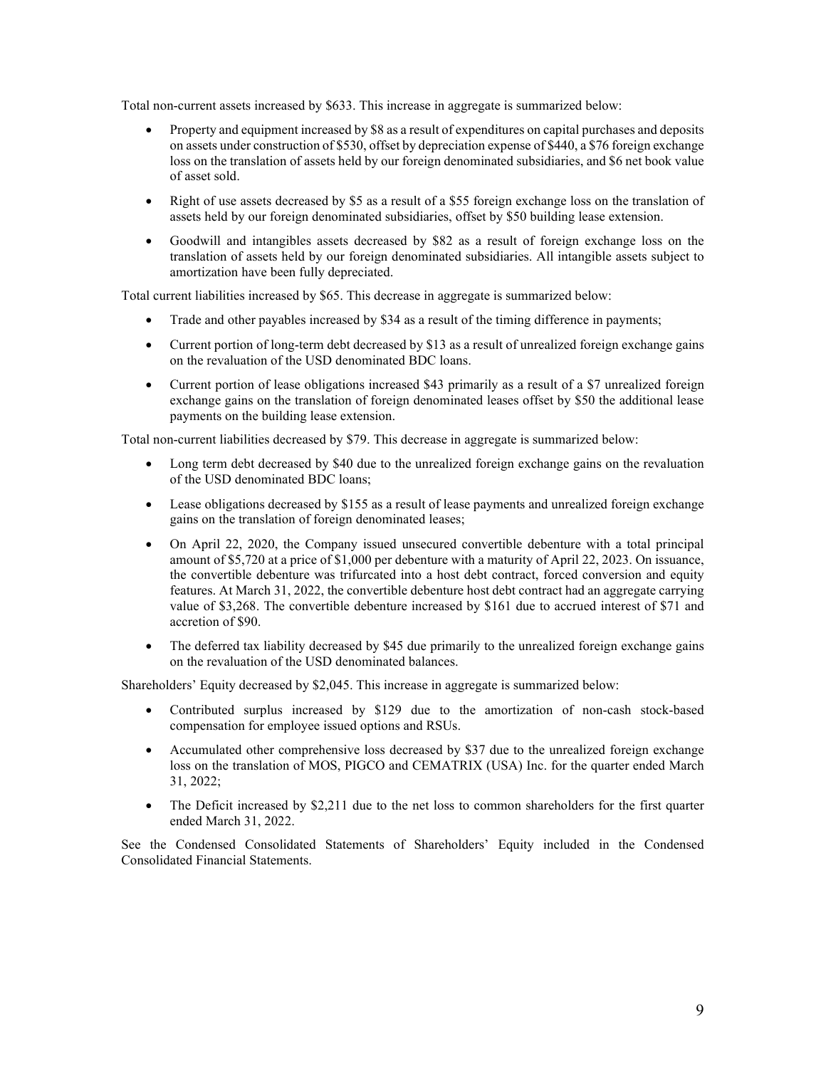Total non-current assets increased by $633. This increase in aggregate is summarized below:

- Property and equipment increased by $8 as a result of expenditures on capital purchases and deposits on assets under construction of $530, offset by depreciation expense of $440, a $76 foreign exchange loss on the translation of assets held by our foreign denominated subsidiaries, and $6 net book value of asset sold.
- Right of use assets decreased by $5 as a result of a $55 foreign exchange loss on the translation of assets held by our foreign denominated subsidiaries, offset by $50 building lease extension.
- Goodwill and intangibles assets decreased by $82 as a result of foreign exchange loss on the translation of assets held by our foreign denominated subsidiaries. All intangible assets subject to amortization have been fully depreciated.

Total current liabilities increased by $65. This decrease in aggregate is summarized below:

- Trade and other payables increased by $34 as a result of the timing difference in payments;
- Current portion of long-term debt decreased by $13 as a result of unrealized foreign exchange gains on the revaluation of the USD denominated BDC loans.
- Current portion of lease obligations increased $43 primarily as a result of a $7 unrealized foreign exchange gains on the translation of foreign denominated leases offset by $50 the additional lease payments on the building lease extension.

Total non-current liabilities decreased by $79. This decrease in aggregate is summarized below:

- Long term debt decreased by $40 due to the unrealized foreign exchange gains on the revaluation of the USD denominated BDC loans;
- Lease obligations decreased by $155 as a result of lease payments and unrealized foreign exchange gains on the translation of foreign denominated leases;
- On April 22, 2020, the Company issued unsecured convertible debenture with a total principal amount of $5,720 at a price of $1,000 per debenture with a maturity of April 22, 2023. On issuance, the convertible debenture was trifurcated into a host debt contract, forced conversion and equity features. At March 31, 2022, the convertible debenture host debt contract had an aggregate carrying value of $3,268. The convertible debenture increased by $161 due to accrued interest of $71 and accretion of $90.
- The deferred tax liability decreased by $45 due primarily to the unrealized foreign exchange gains on the revaluation of the USD denominated balances.

Shareholders' Equity decreased by $2,045. This increase in aggregate is summarized below:

- Contributed surplus increased by $129 due to the amortization of non-cash stock-based compensation for employee issued options and RSUs.
- Accumulated other comprehensive loss decreased by $37 due to the unrealized foreign exchange loss on the translation of MOS, PIGCO and CEMATRIX (USA) Inc. for the quarter ended March 31, 2022;
- The Deficit increased by $2,211 due to the net loss to common shareholders for the first quarter ended March 31, 2022.

See the Condensed Consolidated Statements of Shareholders' Equity included in the Condensed Consolidated Financial Statements.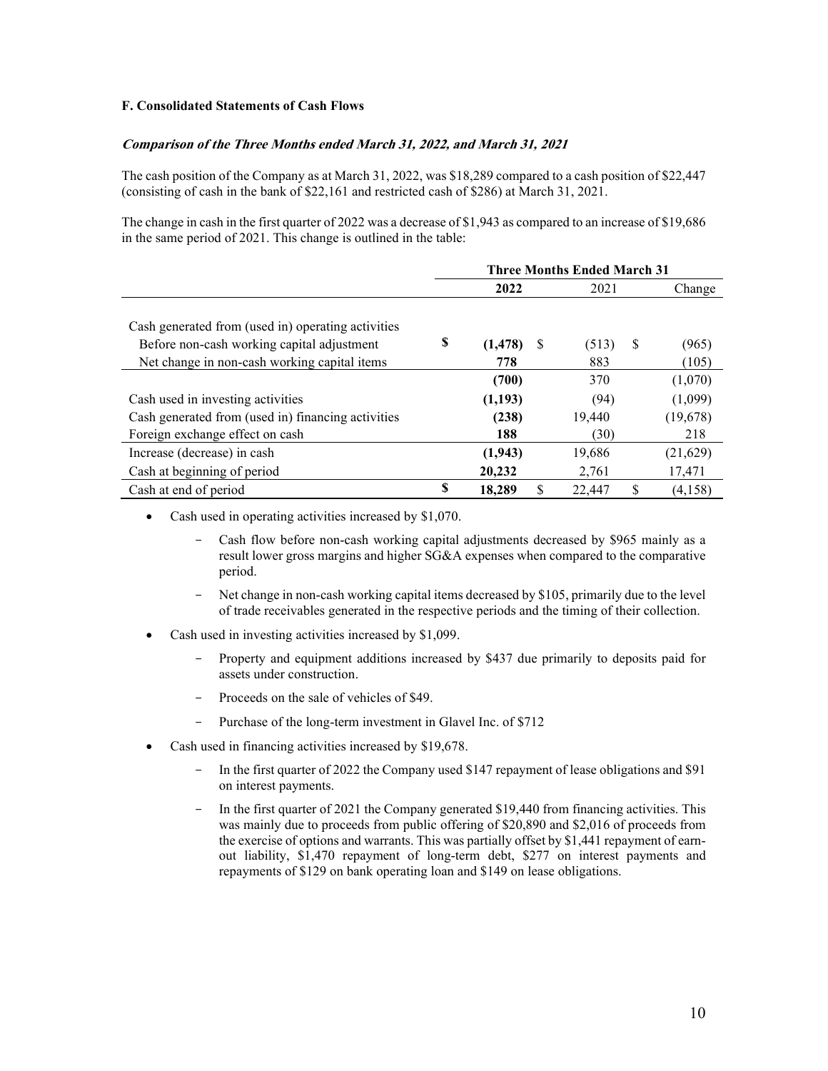**F. Consolidated Statements of Cash Flows**

***Comparison of the Three Months ended March 31, 2022, and March 31, 2021***

The cash position of the Company as at March 31, 2022, was $18,289 compared to a cash position of $22,447 (consisting of cash in the bank of $22,161 and restricted cash of $286) at March 31, 2021.

The change in cash in the first quarter of 2022 was a decrease of $1,943 as compared to an increase of $19,686 in the same period of 2021. This change is outlined in the table:

| | Three Months Ended March 31 | | |
|---|---|---|---|
| | **2022** | 2021 | Change |
| Cash generated from (used in) operating activities | | | |
| Before non-cash working capital adjustment | **$ (1,478)** | $ (513) | $ (965) |
| Net change in non-cash working capital items | **778** | 883 | (105) |
| | **(700)** | 370 | (1,070) |
| Cash used in investing activities | **(1,193)** | (94) | (1,099) |
| Cash generated from (used in) financing activities | **(238)** | 19,440 | (19,678) |
| Foreign exchange effect on cash | **188** | (30) | 218 |
| Increase (decrease) in cash | **(1,943)** | 19,686 | (21,629) |
| Cash at beginning of period | **20,232** | 2,761 | 17,471 |
| Cash at end of period | **$ 18,289** | $ 22,447 | $ (4,158) |

- Cash used in operating activities increased by $1,070.
  - Cash flow before non-cash working capital adjustments decreased by $965 mainly as a result lower gross margins and higher SG&A expenses when compared to the comparative period.
  - Net change in non-cash working capital items decreased by $105, primarily due to the level of trade receivables generated in the respective periods and the timing of their collection.
- Cash used in investing activities increased by $1,099.
  - Property and equipment additions increased by $437 due primarily to deposits paid for assets under construction.
  - Proceeds on the sale of vehicles of $49.
  - Purchase of the long-term investment in Glavel Inc. of $712
- Cash used in financing activities increased by $19,678.
  - In the first quarter of 2022 the Company used $147 repayment of lease obligations and $91 on interest payments.
  - In the first quarter of 2021 the Company generated $19,440 from financing activities. This was mainly due to proceeds from public offering of $20,890 and $2,016 of proceeds from the exercise of options and warrants. This was partially offset by $1,441 repayment of earn-out liability, $1,470 repayment of long-term debt, $277 on interest payments and repayments of $129 on bank operating loan and $149 on lease obligations.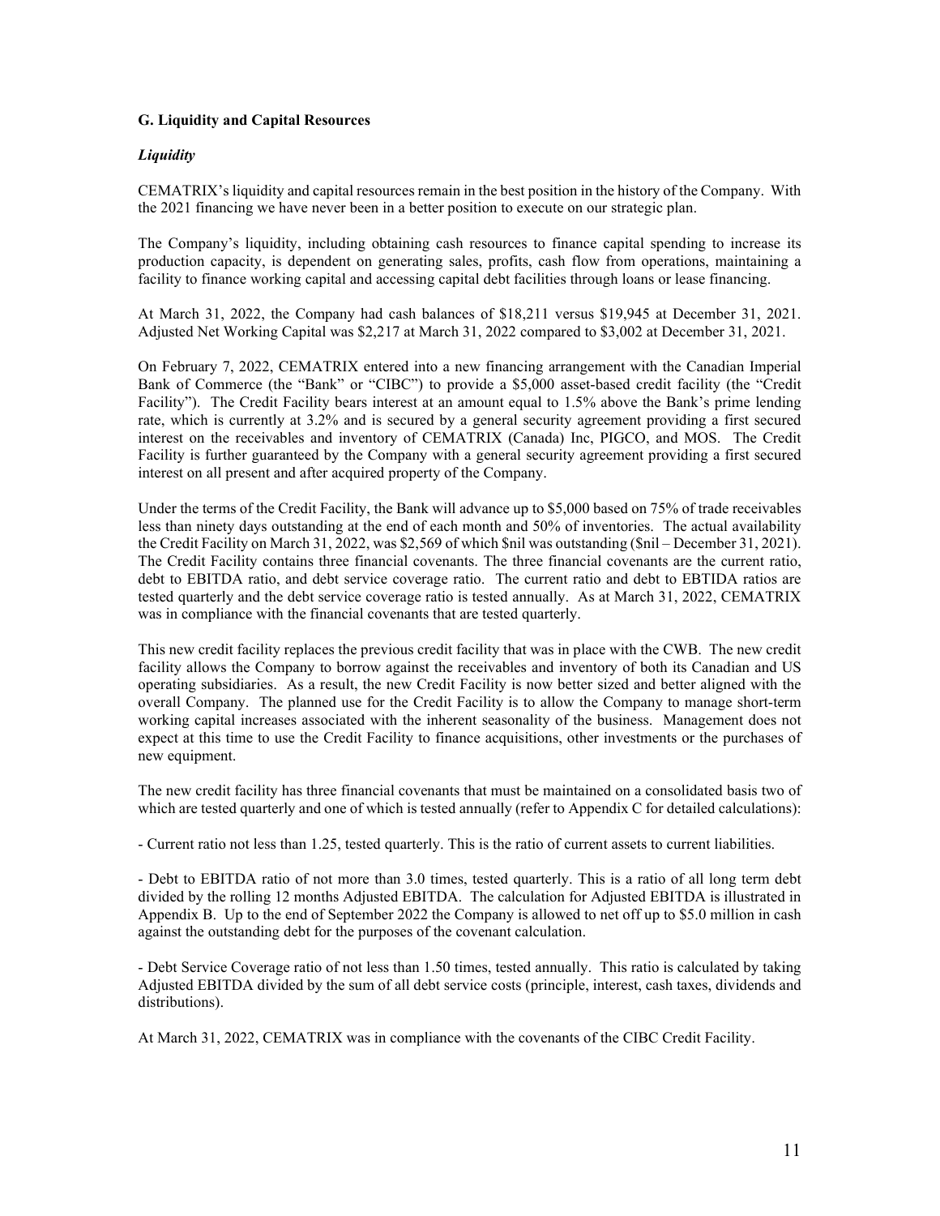### G. Liquidity and Capital Resources

***Liquidity***

CEMATRIX's liquidity and capital resources remain in the best position in the history of the Company. With the 2021 financing we have never been in a better position to execute on our strategic plan.

The Company's liquidity, including obtaining cash resources to finance capital spending to increase its production capacity, is dependent on generating sales, profits, cash flow from operations, maintaining a facility to finance working capital and accessing capital debt facilities through loans or lease financing.

At March 31, 2022, the Company had cash balances of $18,211 versus $19,945 at December 31, 2021. Adjusted Net Working Capital was $2,217 at March 31, 2022 compared to $3,002 at December 31, 2021.

On February 7, 2022, CEMATRIX entered into a new financing arrangement with the Canadian Imperial Bank of Commerce (the "Bank" or "CIBC") to provide a $5,000 asset-based credit facility (the "Credit Facility"). The Credit Facility bears interest at an amount equal to 1.5% above the Bank's prime lending rate, which is currently at 3.2% and is secured by a general security agreement providing a first secured interest on the receivables and inventory of CEMATRIX (Canada) Inc, PIGCO, and MOS. The Credit Facility is further guaranteed by the Company with a general security agreement providing a first secured interest on all present and after acquired property of the Company.

Under the terms of the Credit Facility, the Bank will advance up to $5,000 based on 75% of trade receivables less than ninety days outstanding at the end of each month and 50% of inventories. The actual availability the Credit Facility on March 31, 2022, was $2,569 of which $nil was outstanding ($nil – December 31, 2021). The Credit Facility contains three financial covenants. The three financial covenants are the current ratio, debt to EBITDA ratio, and debt service coverage ratio. The current ratio and debt to EBTIDA ratios are tested quarterly and the debt service coverage ratio is tested annually. As at March 31, 2022, CEMATRIX was in compliance with the financial covenants that are tested quarterly.

This new credit facility replaces the previous credit facility that was in place with the CWB. The new credit facility allows the Company to borrow against the receivables and inventory of both its Canadian and US operating subsidiaries. As a result, the new Credit Facility is now better sized and better aligned with the overall Company. The planned use for the Credit Facility is to allow the Company to manage short-term working capital increases associated with the inherent seasonality of the business. Management does not expect at this time to use the Credit Facility to finance acquisitions, other investments or the purchases of new equipment.

The new credit facility has three financial covenants that must be maintained on a consolidated basis two of which are tested quarterly and one of which is tested annually (refer to Appendix C for detailed calculations):

- Current ratio not less than 1.25, tested quarterly. This is the ratio of current assets to current liabilities.

- Debt to EBITDA ratio of not more than 3.0 times, tested quarterly. This is a ratio of all long term debt divided by the rolling 12 months Adjusted EBITDA. The calculation for Adjusted EBITDA is illustrated in Appendix B. Up to the end of September 2022 the Company is allowed to net off up to $5.0 million in cash against the outstanding debt for the purposes of the covenant calculation.

- Debt Service Coverage ratio of not less than 1.50 times, tested annually. This ratio is calculated by taking Adjusted EBITDA divided by the sum of all debt service costs (principle, interest, cash taxes, dividends and distributions).

At March 31, 2022, CEMATRIX was in compliance with the covenants of the CIBC Credit Facility.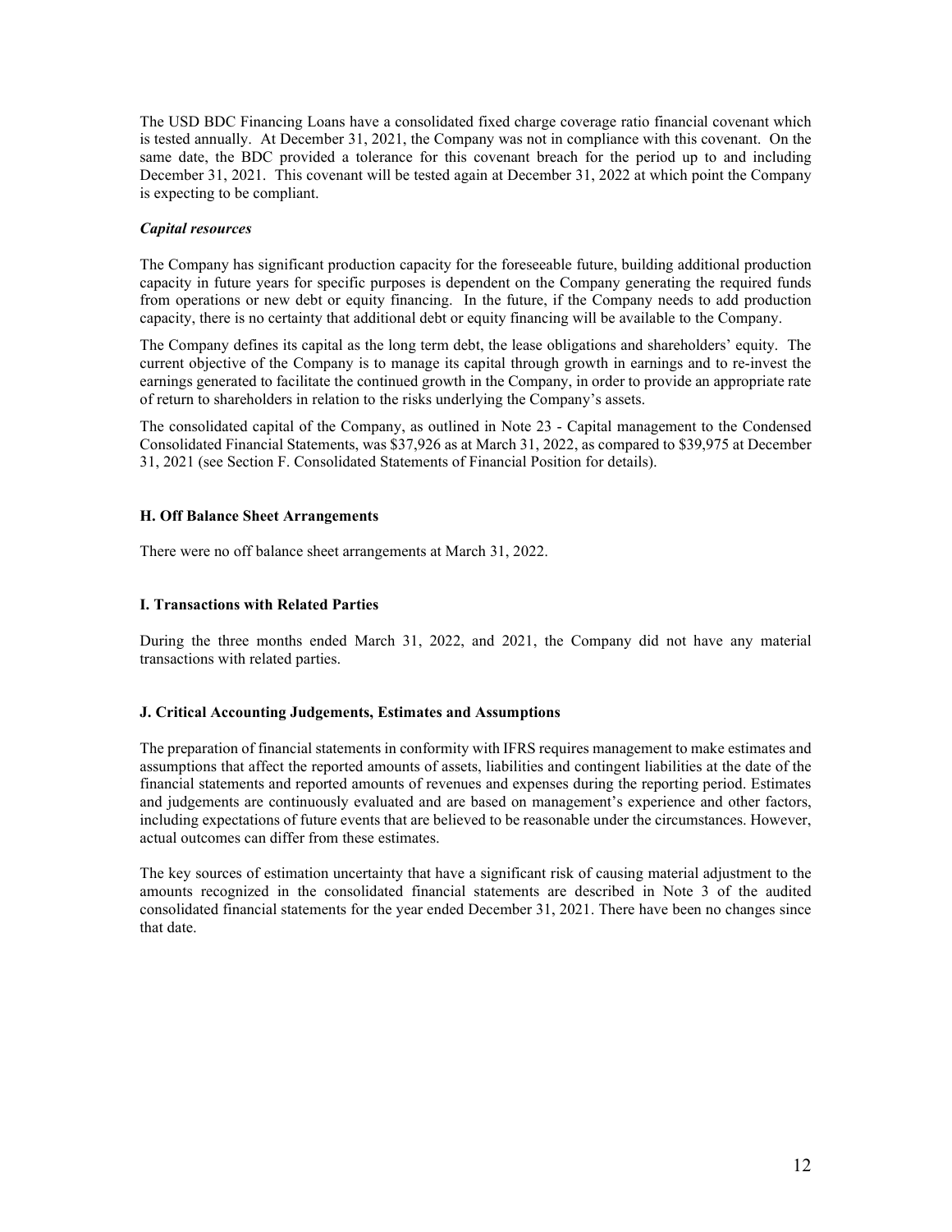The USD BDC Financing Loans have a consolidated fixed charge coverage ratio financial covenant which is tested annually. At December 31, 2021, the Company was not in compliance with this covenant. On the same date, the BDC provided a tolerance for this covenant breach for the period up to and including December 31, 2021. This covenant will be tested again at December 31, 2022 at which point the Company is expecting to be compliant.

***Capital resources***

The Company has significant production capacity for the foreseeable future, building additional production capacity in future years for specific purposes is dependent on the Company generating the required funds from operations or new debt or equity financing. In the future, if the Company needs to add production capacity, there is no certainty that additional debt or equity financing will be available to the Company.

The Company defines its capital as the long term debt, the lease obligations and shareholders' equity. The current objective of the Company is to manage its capital through growth in earnings and to re-invest the earnings generated to facilitate the continued growth in the Company, in order to provide an appropriate rate of return to shareholders in relation to the risks underlying the Company's assets.

The consolidated capital of the Company, as outlined in Note 23 - Capital management to the Condensed Consolidated Financial Statements, was $37,926 as at March 31, 2022, as compared to $39,975 at December 31, 2021 (see Section F. Consolidated Statements of Financial Position for details).

## H. Off Balance Sheet Arrangements

There were no off balance sheet arrangements at March 31, 2022.

## I. Transactions with Related Parties

During the three months ended March 31, 2022, and 2021, the Company did not have any material transactions with related parties.

## J. Critical Accounting Judgements, Estimates and Assumptions

The preparation of financial statements in conformity with IFRS requires management to make estimates and assumptions that affect the reported amounts of assets, liabilities and contingent liabilities at the date of the financial statements and reported amounts of revenues and expenses during the reporting period. Estimates and judgements are continuously evaluated and are based on management's experience and other factors, including expectations of future events that are believed to be reasonable under the circumstances. However, actual outcomes can differ from these estimates.

The key sources of estimation uncertainty that have a significant risk of causing material adjustment to the amounts recognized in the consolidated financial statements are described in Note 3 of the audited consolidated financial statements for the year ended December 31, 2021. There have been no changes since that date.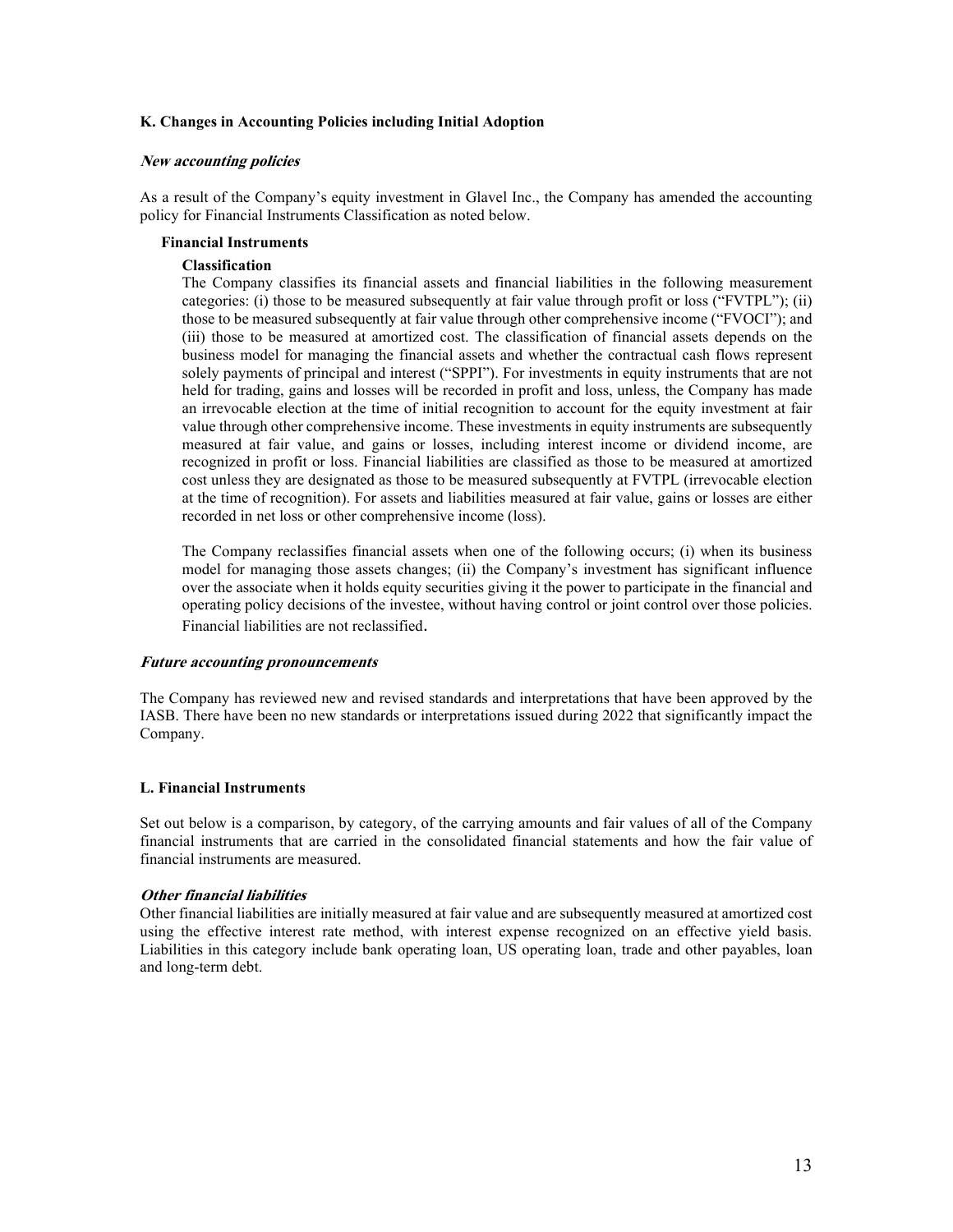**K. Changes in Accounting Policies including Initial Adoption**

***New accounting policies***

As a result of the Company's equity investment in Glavel Inc., the Company has amended the accounting policy for Financial Instruments Classification as noted below.

**Financial Instruments**

**Classification**

The Company classifies its financial assets and financial liabilities in the following measurement categories: (i) those to be measured subsequently at fair value through profit or loss ("FVTPL"); (ii) those to be measured subsequently at fair value through other comprehensive income ("FVOCI"); and (iii) those to be measured at amortized cost. The classification of financial assets depends on the business model for managing the financial assets and whether the contractual cash flows represent solely payments of principal and interest ("SPPI"). For investments in equity instruments that are not held for trading, gains and losses will be recorded in profit and loss, unless, the Company has made an irrevocable election at the time of initial recognition to account for the equity investment at fair value through other comprehensive income. These investments in equity instruments are subsequently measured at fair value, and gains or losses, including interest income or dividend income, are recognized in profit or loss. Financial liabilities are classified as those to be measured at amortized cost unless they are designated as those to be measured subsequently at FVTPL (irrevocable election at the time of recognition). For assets and liabilities measured at fair value, gains or losses are either recorded in net loss or other comprehensive income (loss).

The Company reclassifies financial assets when one of the following occurs; (i) when its business model for managing those assets changes; (ii) the Company's investment has significant influence over the associate when it holds equity securities giving it the power to participate in the financial and operating policy decisions of the investee, without having control or joint control over those policies. Financial liabilities are not reclassified.

***Future accounting pronouncements***

The Company has reviewed new and revised standards and interpretations that have been approved by the IASB. There have been no new standards or interpretations issued during 2022 that significantly impact the Company.

**L. Financial Instruments**

Set out below is a comparison, by category, of the carrying amounts and fair values of all of the Company financial instruments that are carried in the consolidated financial statements and how the fair value of financial instruments are measured.

***Other financial liabilities***

Other financial liabilities are initially measured at fair value and are subsequently measured at amortized cost using the effective interest rate method, with interest expense recognized on an effective yield basis. Liabilities in this category include bank operating loan, US operating loan, trade and other payables, loan and long-term debt.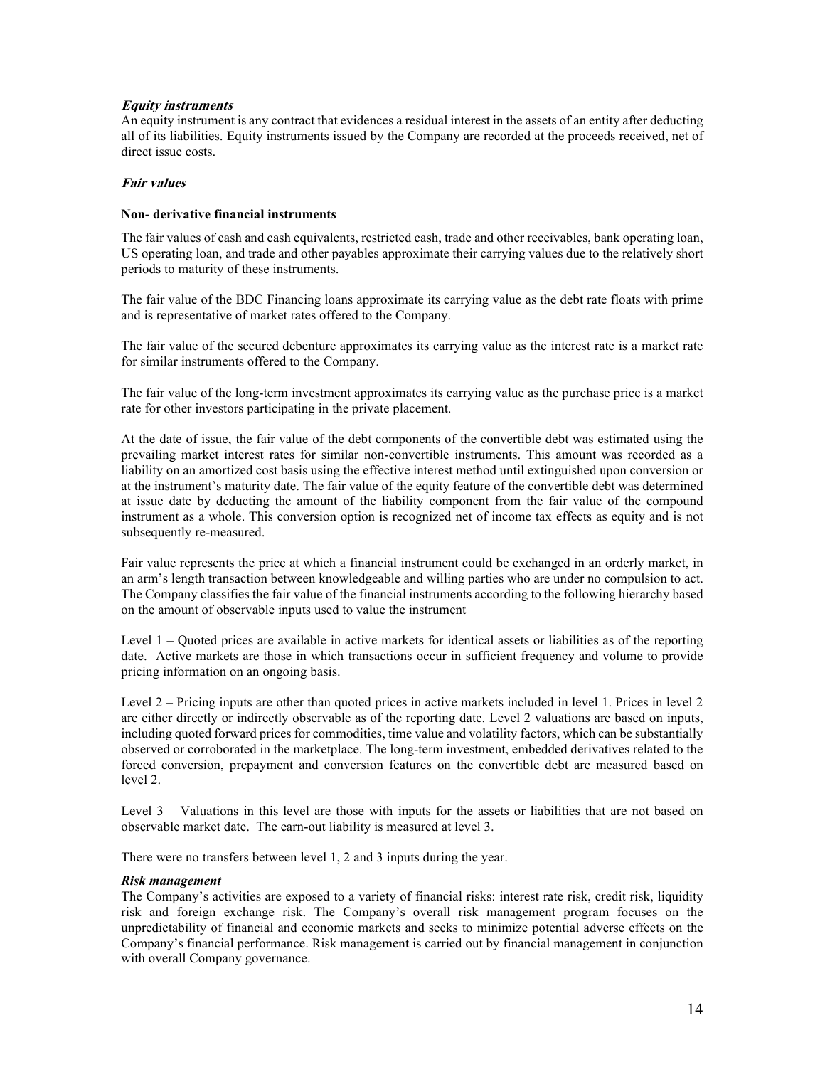***Equity instruments***

An equity instrument is any contract that evidences a residual interest in the assets of an entity after deducting all of its liabilities. Equity instruments issued by the Company are recorded at the proceeds received, net of direct issue costs.

***Fair values***

**Non- derivative financial instruments**

The fair values of cash and cash equivalents, restricted cash, trade and other receivables, bank operating loan, US operating loan, and trade and other payables approximate their carrying values due to the relatively short periods to maturity of these instruments.

The fair value of the BDC Financing loans approximate its carrying value as the debt rate floats with prime and is representative of market rates offered to the Company.

The fair value of the secured debenture approximates its carrying value as the interest rate is a market rate for similar instruments offered to the Company.

The fair value of the long-term investment approximates its carrying value as the purchase price is a market rate for other investors participating in the private placement.

At the date of issue, the fair value of the debt components of the convertible debt was estimated using the prevailing market interest rates for similar non-convertible instruments. This amount was recorded as a liability on an amortized cost basis using the effective interest method until extinguished upon conversion or at the instrument's maturity date. The fair value of the equity feature of the convertible debt was determined at issue date by deducting the amount of the liability component from the fair value of the compound instrument as a whole. This conversion option is recognized net of income tax effects as equity and is not subsequently re-measured.

Fair value represents the price at which a financial instrument could be exchanged in an orderly market, in an arm's length transaction between knowledgeable and willing parties who are under no compulsion to act. The Company classifies the fair value of the financial instruments according to the following hierarchy based on the amount of observable inputs used to value the instrument

Level 1 – Quoted prices are available in active markets for identical assets or liabilities as of the reporting date. Active markets are those in which transactions occur in sufficient frequency and volume to provide pricing information on an ongoing basis.

Level 2 – Pricing inputs are other than quoted prices in active markets included in level 1. Prices in level 2 are either directly or indirectly observable as of the reporting date. Level 2 valuations are based on inputs, including quoted forward prices for commodities, time value and volatility factors, which can be substantially observed or corroborated in the marketplace. The long-term investment, embedded derivatives related to the forced conversion, prepayment and conversion features on the convertible debt are measured based on level 2.

Level 3 – Valuations in this level are those with inputs for the assets or liabilities that are not based on observable market date. The earn-out liability is measured at level 3.

There were no transfers between level 1, 2 and 3 inputs during the year.

***Risk management***

The Company's activities are exposed to a variety of financial risks: interest rate risk, credit risk, liquidity risk and foreign exchange risk. The Company's overall risk management program focuses on the unpredictability of financial and economic markets and seeks to minimize potential adverse effects on the Company's financial performance. Risk management is carried out by financial management in conjunction with overall Company governance.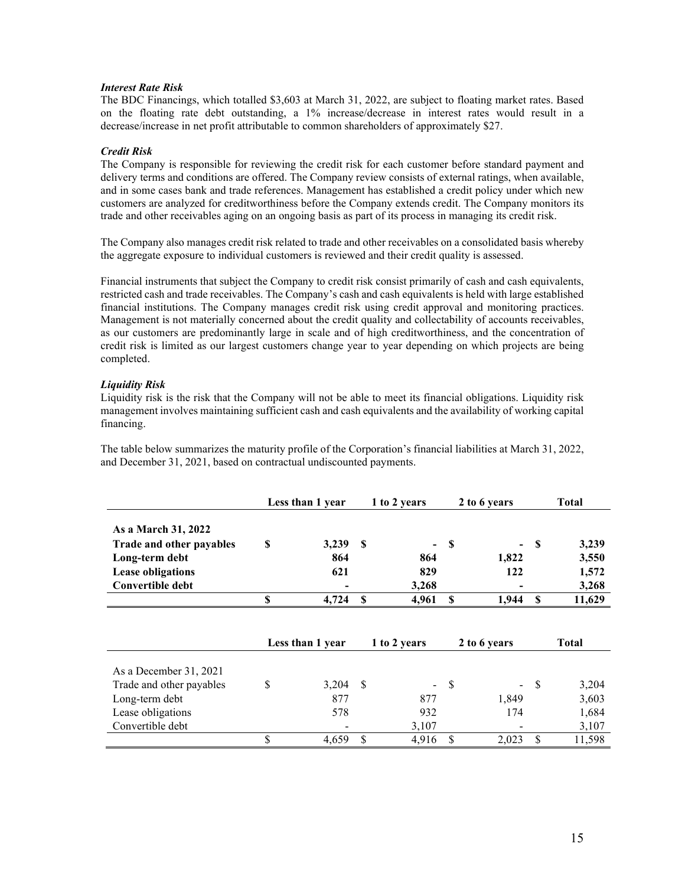***Interest Rate Risk***

The BDC Financings, which totalled $3,603 at March 31, 2022, are subject to floating market rates. Based on the floating rate debt outstanding, a 1% increase/decrease in interest rates would result in a decrease/increase in net profit attributable to common shareholders of approximately $27.

***Credit Risk***

The Company is responsible for reviewing the credit risk for each customer before standard payment and delivery terms and conditions are offered. The Company review consists of external ratings, when available, and in some cases bank and trade references. Management has established a credit policy under which new customers are analyzed for creditworthiness before the Company extends credit. The Company monitors its trade and other receivables aging on an ongoing basis as part of its process in managing its credit risk.

The Company also manages credit risk related to trade and other receivables on a consolidated basis whereby the aggregate exposure to individual customers is reviewed and their credit quality is assessed.

Financial instruments that subject the Company to credit risk consist primarily of cash and cash equivalents, restricted cash and trade receivables. The Company's cash and cash equivalents is held with large established financial institutions. The Company manages credit risk using credit approval and monitoring practices. Management is not materially concerned about the credit quality and collectability of accounts receivables, as our customers are predominantly large in scale and of high creditworthiness, and the concentration of credit risk is limited as our largest customers change year to year depending on which projects are being completed.

***Liquidity Risk***

Liquidity risk is the risk that the Company will not be able to meet its financial obligations. Liquidity risk management involves maintaining sufficient cash and cash equivalents and the availability of working capital financing.

The table below summarizes the maturity profile of the Corporation's financial liabilities at March 31, 2022, and December 31, 2021, based on contractual undiscounted payments.

| | Less than 1 year | 1 to 2 years | 2 to 6 years | Total |
|---|---|---|---|---|
| **As a March 31, 2022** | | | | |
| **Trade and other payables** | **$ 3,239** | **$ -** | **$ -** | **$ 3,239** |
| **Long-term debt** | **864** | **864** | **1,822** | **3,550** |
| **Lease obligations** | **621** | **829** | **122** | **1,572** |
| **Convertible debt** | **-** | **3,268** | **-** | **3,268** |
| | **$ 4,724** | **$ 4,961** | **$ 1,944** | **$ 11,629** |

| | Less than 1 year | 1 to 2 years | 2 to 6 years | Total |
|---|---|---|---|---|
| As a December 31, 2021 | | | | |
| Trade and other payables | $ 3,204 | $ - | $ - | $ 3,204 |
| Long-term debt | 877 | 877 | 1,849 | 3,603 |
| Lease obligations | 578 | 932 | 174 | 1,684 |
| Convertible debt | - | 3,107 | - | 3,107 |
| | $ 4,659 | $ 4,916 | $ 2,023 | $ 11,598 |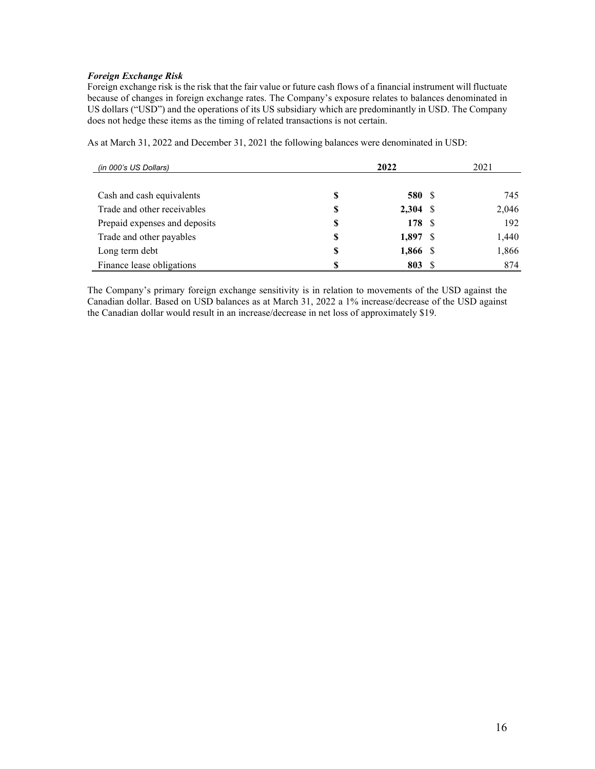***Foreign Exchange Risk***

Foreign exchange risk is the risk that the fair value or future cash flows of a financial instrument will fluctuate because of changes in foreign exchange rates. The Company's exposure relates to balances denominated in US dollars ("USD") and the operations of its US subsidiary which are predominantly in USD. The Company does not hedge these items as the timing of related transactions is not certain.

As at March 31, 2022 and December 31, 2021 the following balances were denominated in USD:

| *(in 000's US Dollars)* | **2022** | 2021 |
|---|---|---|
| Cash and cash equivalents | **$ 580** | $ 745 |
| Trade and other receivables | **$ 2,304** | $ 2,046 |
| Prepaid expenses and deposits | **$ 178** | $ 192 |
| Trade and other payables | **$ 1,897** | $ 1,440 |
| Long term debt | **$ 1,866** | $ 1,866 |
| Finance lease obligations | **$ 803** | $ 874 |

The Company's primary foreign exchange sensitivity is in relation to movements of the USD against the Canadian dollar. Based on USD balances as at March 31, 2022 a 1% increase/decrease of the USD against the Canadian dollar would result in an increase/decrease in net loss of approximately $19.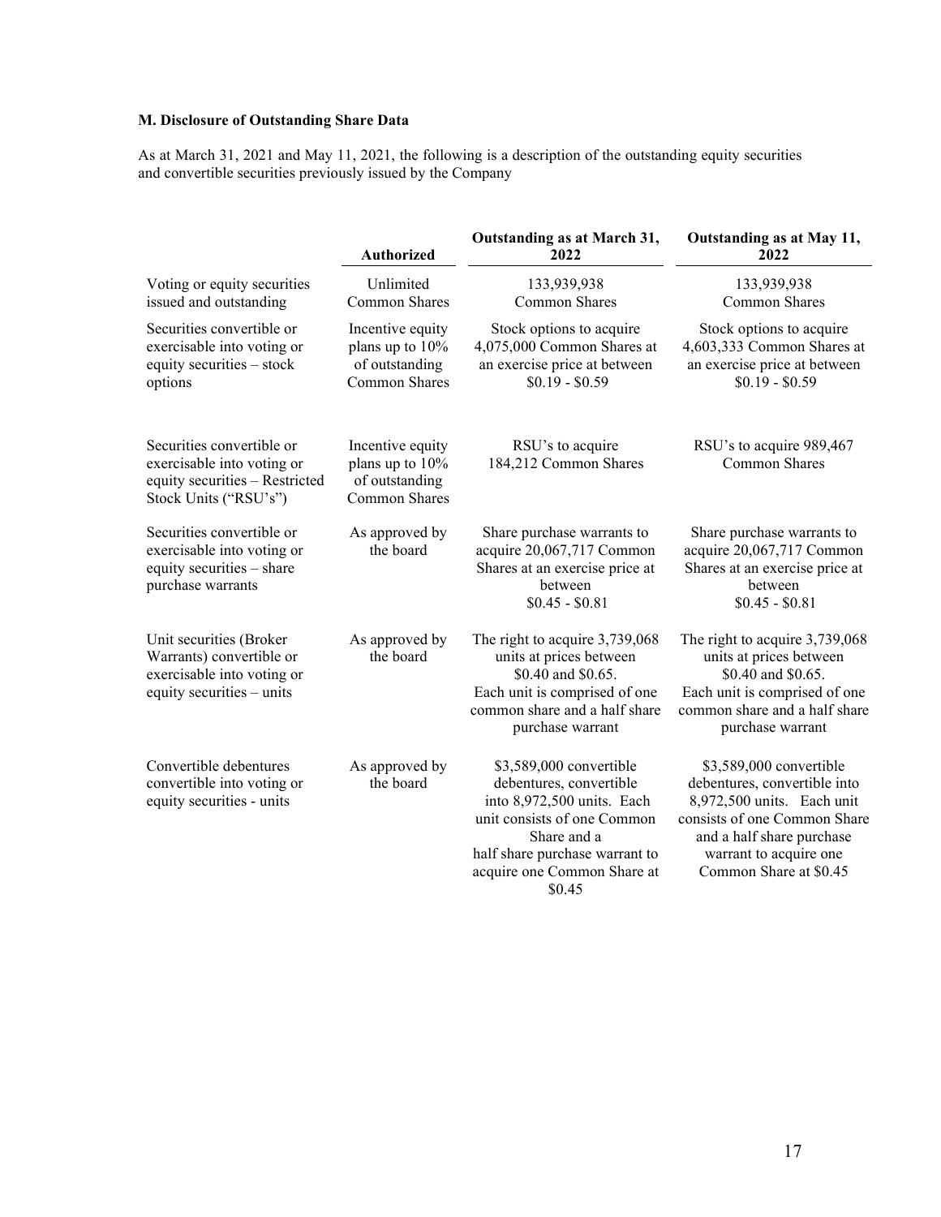**M. Disclosure of Outstanding Share Data**

As at March 31, 2021 and May 11, 2021, the following is a description of the outstanding equity securities and convertible securities previously issued by the Company

| | Authorized | Outstanding as at March 31, 2022 | Outstanding as at May 11, 2022 |
|---|---|---|---|
| Voting or equity securities issued and outstanding | Unlimited Common Shares | 133,939,938 Common Shares | 133,939,938 Common Shares |
| Securities convertible or exercisable into voting or equity securities – stock options | Incentive equity plans up to 10% of outstanding Common Shares | Stock options to acquire 4,075,000 Common Shares at an exercise price at between $0.19 - $0.59 | Stock options to acquire 4,603,333 Common Shares at an exercise price at between $0.19 - $0.59 |
| Securities convertible or exercisable into voting or equity securities – Restricted Stock Units ("RSU's") | Incentive equity plans up to 10% of outstanding Common Shares | RSU's to acquire 184,212 Common Shares | RSU's to acquire 989,467 Common Shares |
| Securities convertible or exercisable into voting or equity securities – share purchase warrants | As approved by the board | Share purchase warrants to acquire 20,067,717 Common Shares at an exercise price at between $0.45 - $0.81 | Share purchase warrants to acquire 20,067,717 Common Shares at an exercise price at between $0.45 - $0.81 |
| Unit securities (Broker Warrants) convertible or exercisable into voting or equity securities – units | As approved by the board | The right to acquire 3,739,068 units at prices between $0.40 and $0.65. Each unit is comprised of one common share and a half share purchase warrant | The right to acquire 3,739,068 units at prices between $0.40 and $0.65. Each unit is comprised of one common share and a half share purchase warrant |
| Convertible debentures convertible into voting or equity securities - units | As approved by the board | $3,589,000 convertible debentures, convertible into 8,972,500 units. Each unit consists of one Common Share and a half share purchase warrant to acquire one Common Share at $0.45 | $3,589,000 convertible debentures, convertible into 8,972,500 units. Each unit consists of one Common Share and a half share purchase warrant to acquire one Common Share at $0.45 |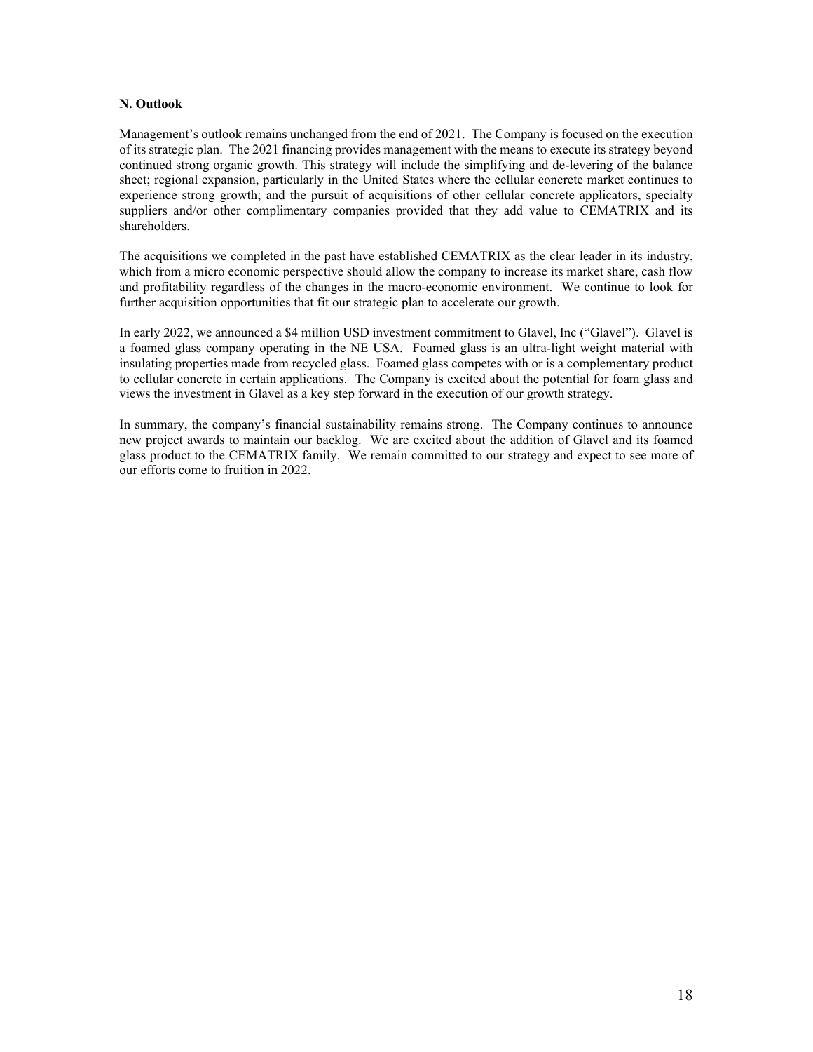### N. Outlook

Management's outlook remains unchanged from the end of 2021. The Company is focused on the execution of its strategic plan. The 2021 financing provides management with the means to execute its strategy beyond continued strong organic growth. This strategy will include the simplifying and de-levering of the balance sheet; regional expansion, particularly in the United States where the cellular concrete market continues to experience strong growth; and the pursuit of acquisitions of other cellular concrete applicators, specialty suppliers and/or other complimentary companies provided that they add value to CEMATRIX and its shareholders.

The acquisitions we completed in the past have established CEMATRIX as the clear leader in its industry, which from a micro economic perspective should allow the company to increase its market share, cash flow and profitability regardless of the changes in the macro-economic environment. We continue to look for further acquisition opportunities that fit our strategic plan to accelerate our growth.

In early 2022, we announced a $4 million USD investment commitment to Glavel, Inc ("Glavel"). Glavel is a foamed glass company operating in the NE USA. Foamed glass is an ultra-light weight material with insulating properties made from recycled glass. Foamed glass competes with or is a complementary product to cellular concrete in certain applications. The Company is excited about the potential for foam glass and views the investment in Glavel as a key step forward in the execution of our growth strategy.

In summary, the company's financial sustainability remains strong. The Company continues to announce new project awards to maintain our backlog. We are excited about the addition of Glavel and its foamed glass product to the CEMATRIX family. We remain committed to our strategy and expect to see more of our efforts come to fruition in 2022.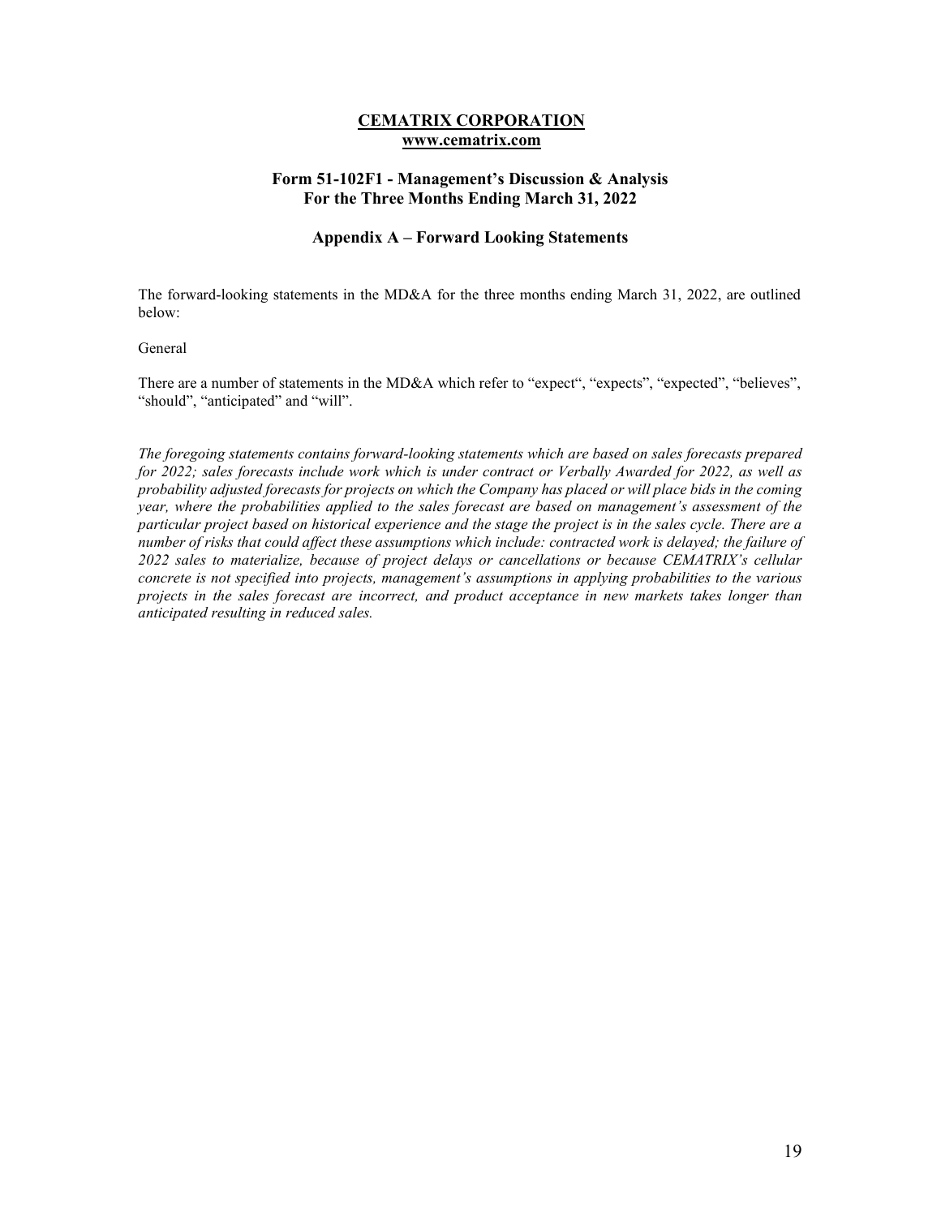**CEMATRIX CORPORATION**
**www.cematrix.com**

**Form 51-102F1 - Management's Discussion & Analysis**
**For the Three Months Ending March 31, 2022**

**Appendix A – Forward Looking Statements**

The forward-looking statements in the MD&A for the three months ending March 31, 2022, are outlined below:

General

There are a number of statements in the MD&A which refer to "expect", "expects", "expected", "believes", "should", "anticipated" and "will".

*The foregoing statements contains forward-looking statements which are based on sales forecasts prepared for 2022; sales forecasts include work which is under contract or Verbally Awarded for 2022, as well as probability adjusted forecasts for projects on which the Company has placed or will place bids in the coming year, where the probabilities applied to the sales forecast are based on management's assessment of the particular project based on historical experience and the stage the project is in the sales cycle. There are a number of risks that could affect these assumptions which include: contracted work is delayed; the failure of 2022 sales to materialize, because of project delays or cancellations or because CEMATRIX's cellular concrete is not specified into projects, management's assumptions in applying probabilities to the various projects in the sales forecast are incorrect, and product acceptance in new markets takes longer than anticipated resulting in reduced sales.*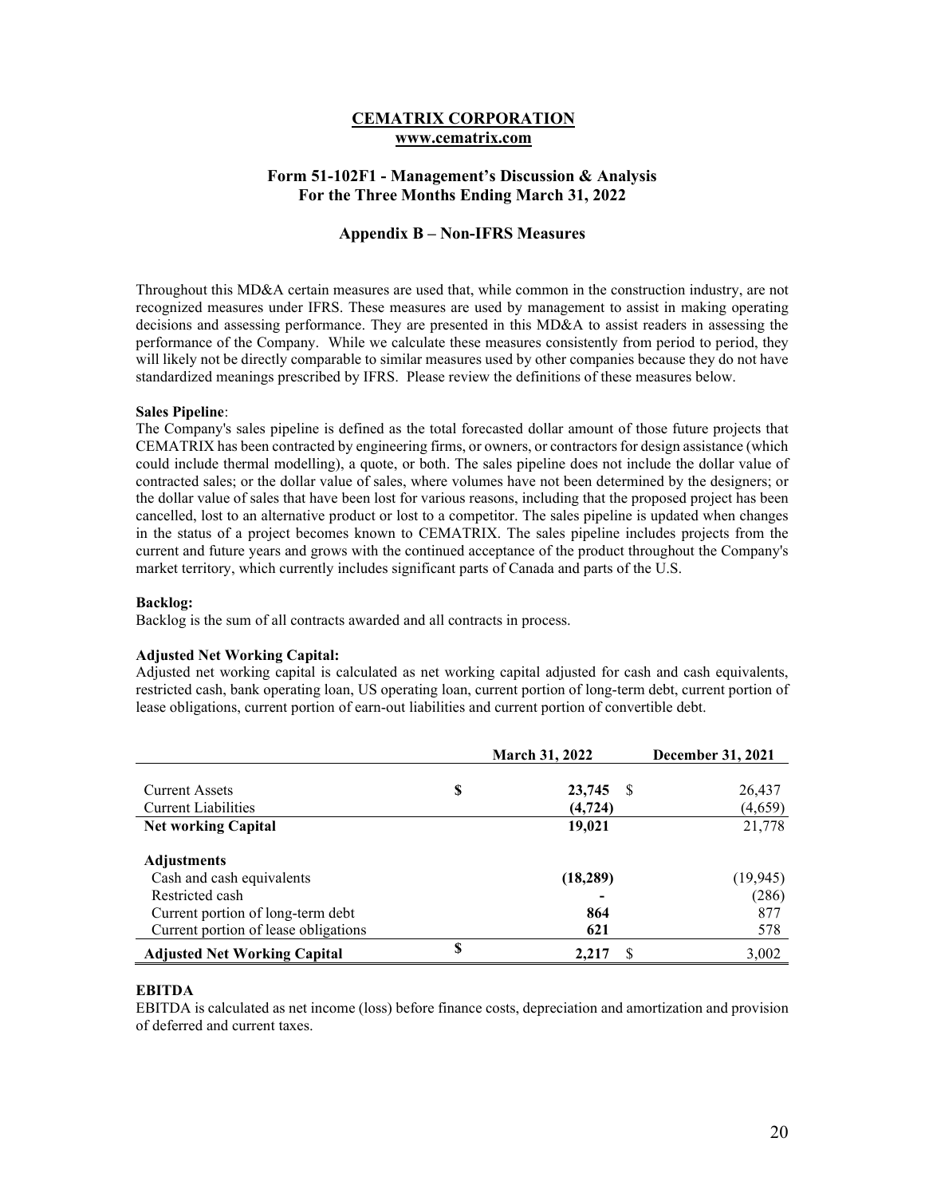**CEMATRIX CORPORATION**
**www.cematrix.com**

### Form 51-102F1 - Management's Discussion & Analysis
### For the Three Months Ending March 31, 2022

## Appendix B – Non-IFRS Measures

Throughout this MD&A certain measures are used that, while common in the construction industry, are not recognized measures under IFRS. These measures are used by management to assist in making operating decisions and assessing performance. They are presented in this MD&A to assist readers in assessing the performance of the Company. While we calculate these measures consistently from period to period, they will likely not be directly comparable to similar measures used by other companies because they do not have standardized meanings prescribed by IFRS. Please review the definitions of these measures below.

**Sales Pipeline**:
The Company's sales pipeline is defined as the total forecasted dollar amount of those future projects that CEMATRIX has been contracted by engineering firms, or owners, or contractors for design assistance (which could include thermal modelling), a quote, or both. The sales pipeline does not include the dollar value of contracted sales; or the dollar value of sales, where volumes have not been determined by the designers; or the dollar value of sales that have been lost for various reasons, including that the proposed project has been cancelled, lost to an alternative product or lost to a competitor. The sales pipeline is updated when changes in the status of a project becomes known to CEMATRIX. The sales pipeline includes projects from the current and future years and grows with the continued acceptance of the product throughout the Company's market territory, which currently includes significant parts of Canada and parts of the U.S.

**Backlog:**
Backlog is the sum of all contracts awarded and all contracts in process.

**Adjusted Net Working Capital:**
Adjusted net working capital is calculated as net working capital adjusted for cash and cash equivalents, restricted cash, bank operating loan, US operating loan, current portion of long-term debt, current portion of lease obligations, current portion of earn-out liabilities and current portion of convertible debt.

| | March 31, 2022 | December 31, 2021 |
|---|---|---|
| Current Assets | $ **23,745** | $ 26,437 |
| Current Liabilities | **(4,724)** | (4,659) |
| **Net working Capital** | **19,021** | 21,778 |
| **Adjustments** | | |
| Cash and cash equivalents | **(18,289)** | (19,945) |
| Restricted cash | **-** | (286) |
| Current portion of long-term debt | **864** | 877 |
| Current portion of lease obligations | **621** | 578 |
| **Adjusted Net Working Capital** | $ **2,217** | $ 3,002 |

**EBITDA**
EBITDA is calculated as net income (loss) before finance costs, depreciation and amortization and provision of deferred and current taxes.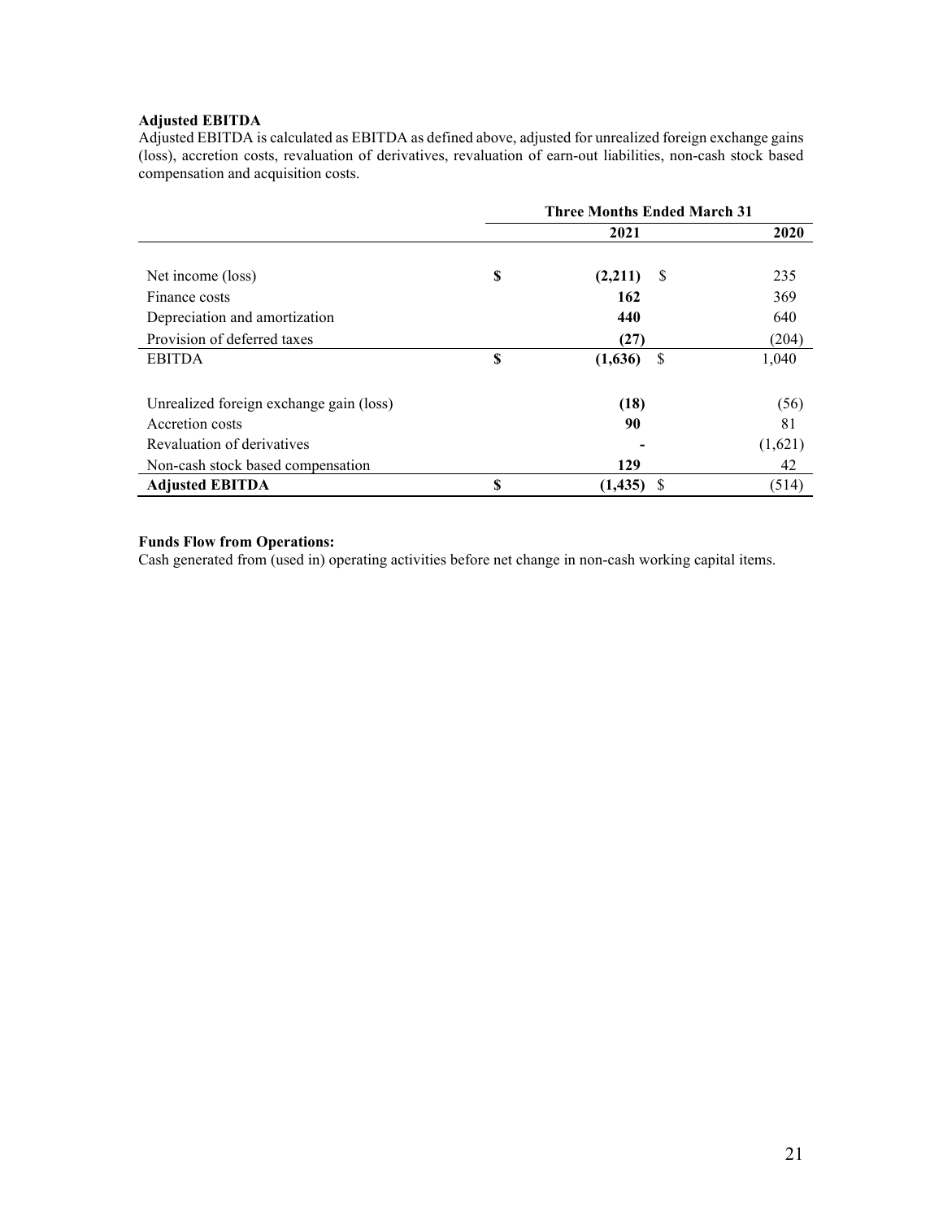**Adjusted EBITDA**

Adjusted EBITDA is calculated as EBITDA as defined above, adjusted for unrealized foreign exchange gains (loss), accretion costs, revaluation of derivatives, revaluation of earn-out liabilities, non-cash stock based compensation and acquisition costs.

| | Three Months Ended March 31 | |
|---|---|---|
| | **2021** | **2020** |
| Net income (loss) | **$ (2,211)** | $ 235 |
| Finance costs | **162** | 369 |
| Depreciation and amortization | **440** | 640 |
| Provision of deferred taxes | **(27)** | (204) |
| EBITDA | **$ (1,636)** | $ 1,040 |
| Unrealized foreign exchange gain (loss) | **(18)** | (56) |
| Accretion costs | **90** | 81 |
| Revaluation of derivatives | **-** | (1,621) |
| Non-cash stock based compensation | **129** | 42 |
| **Adjusted EBITDA** | **$ (1,435)** | $ (514) |

**Funds Flow from Operations:**

Cash generated from (used in) operating activities before net change in non-cash working capital items.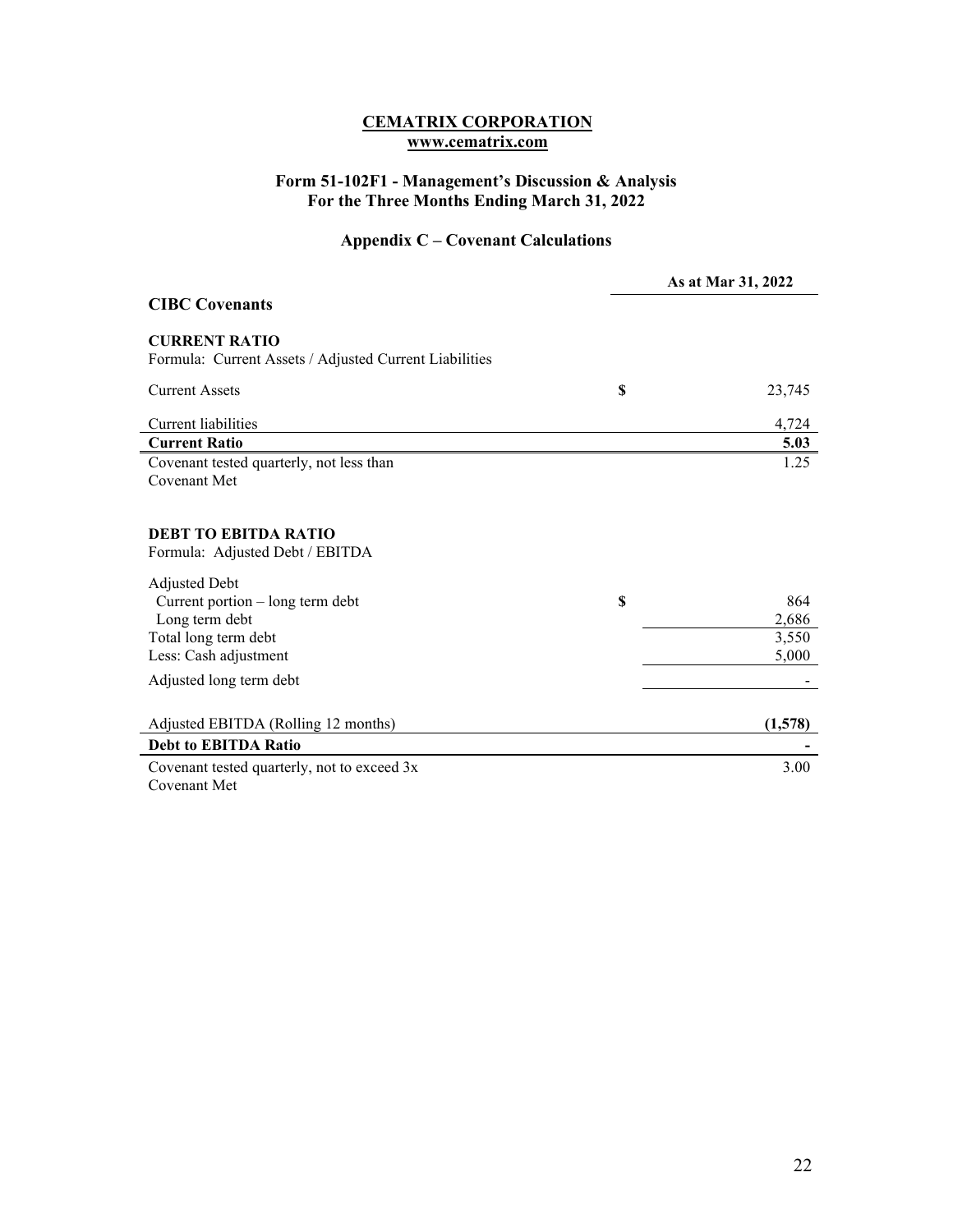**CEMATRIX CORPORATION**
**www.cematrix.com**

## Form 51-102F1 - Management's Discussion & Analysis
## For the Three Months Ending March 31, 2022

### Appendix C – Covenant Calculations

| | | As at Mar 31, 2022 |
|---|---|---|
| **CIBC Covenants** | | |
| **CURRENT RATIO** | | |
| Formula: Current Assets / Adjusted Current Liabilities | | |
| Current Assets | $ | 23,745 |
| Current liabilities | | 4,724 |
| **Current Ratio** | | **5.03** |
| Covenant tested quarterly, not less than | | 1.25 |
| Covenant Met | | |
| **DEBT TO EBITDA RATIO** | | |
| Formula: Adjusted Debt / EBITDA | | |
| Adjusted Debt | | |
| Current portion – long term debt | $ | 864 |
| Long term debt | | 2,686 |
| Total long term debt | | 3,550 |
| Less: Cash adjustment | | 5,000 |
| Adjusted long term debt | | - |
| Adjusted EBITDA (Rolling 12 months) | | **(1,578)** |
| **Debt to EBITDA Ratio** | | **-** |
| Covenant tested quarterly, not to exceed 3x | | 3.00 |
| Covenant Met | | |